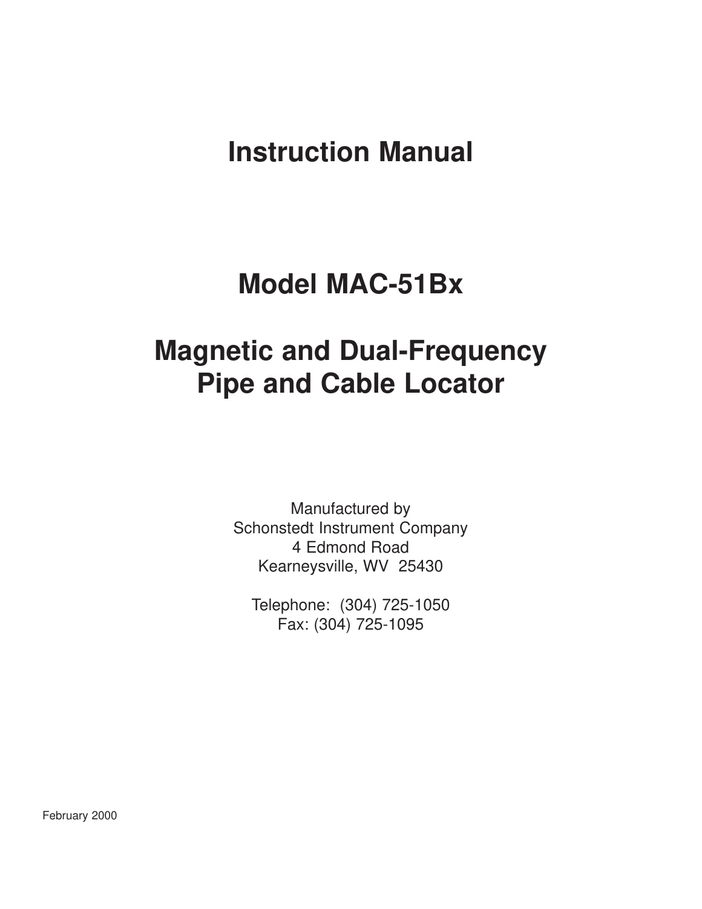# Instruction Manual

# Model MAC-51Bx

# Magnetic and Dual-Frequency Pipe and Cable Locator

Manufactured by
Schonstedt Instrument Company
4 Edmond Road
Kearneysville, WV 25430

Telephone: (304) 725-1050
Fax: (304) 725-1095

February 2000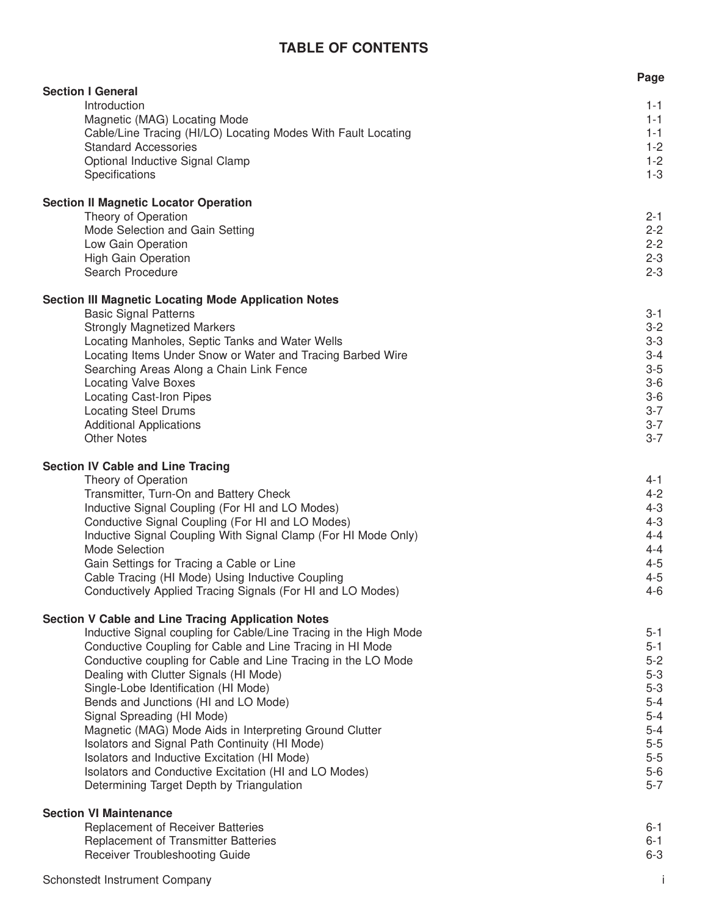# TABLE OF CONTENTS

| | Page |
|---|---|
| **Section I General** | |
| Introduction | 1-1 |
| Magnetic (MAG) Locating Mode | 1-1 |
| Cable/Line Tracing (HI/LO) Locating Modes With Fault Locating | 1-1 |
| Standard Accessories | 1-2 |
| Optional Inductive Signal Clamp | 1-2 |
| Specifications | 1-3 |
| **Section II Magnetic Locator Operation** | |
| Theory of Operation | 2-1 |
| Mode Selection and Gain Setting | 2-2 |
| Low Gain Operation | 2-2 |
| High Gain Operation | 2-3 |
| Search Procedure | 2-3 |
| **Section III Magnetic Locating Mode Application Notes** | |
| Basic Signal Patterns | 3-1 |
| Strongly Magnetized Markers | 3-2 |
| Locating Manholes, Septic Tanks and Water Wells | 3-3 |
| Locating Items Under Snow or Water and Tracing Barbed Wire | 3-4 |
| Searching Areas Along a Chain Link Fence | 3-5 |
| Locating Valve Boxes | 3-6 |
| Locating Cast-Iron Pipes | 3-6 |
| Locating Steel Drums | 3-7 |
| Additional Applications | 3-7 |
| Other Notes | 3-7 |
| **Section IV Cable and Line Tracing** | |
| Theory of Operation | 4-1 |
| Transmitter, Turn-On and Battery Check | 4-2 |
| Inductive Signal Coupling (For HI and LO Modes) | 4-3 |
| Conductive Signal Coupling (For HI and LO Modes) | 4-3 |
| Inductive Signal Coupling With Signal Clamp (For HI Mode Only) | 4-4 |
| Mode Selection | 4-4 |
| Gain Settings for Tracing a Cable or Line | 4-5 |
| Cable Tracing (HI Mode) Using Inductive Coupling | 4-5 |
| Conductively Applied Tracing Signals (For HI and LO Modes) | 4-6 |
| **Section V Cable and Line Tracing Application Notes** | |
| Inductive Signal coupling for Cable/Line Tracing in the High Mode | 5-1 |
| Conductive Coupling for Cable and Line Tracing in HI Mode | 5-1 |
| Conductive coupling for Cable and Line Tracing in the LO Mode | 5-2 |
| Dealing with Clutter Signals (HI Mode) | 5-3 |
| Single-Lobe Identification (HI Mode) | 5-3 |
| Bends and Junctions (HI and LO Mode) | 5-4 |
| Signal Spreading (HI Mode) | 5-4 |
| Magnetic (MAG) Mode Aids in Interpreting Ground Clutter | 5-4 |
| Isolators and Signal Path Continuity (HI Mode) | 5-5 |
| Isolators and Inductive Excitation (HI Mode) | 5-5 |
| Isolators and Conductive Excitation (HI and LO Modes) | 5-6 |
| Determining Target Depth by Triangulation | 5-7 |
| **Section VI Maintenance** | |
| Replacement of Receiver Batteries | 6-1 |
| Replacement of Transmitter Batteries | 6-1 |
| Receiver Troubleshooting Guide | 6-3 |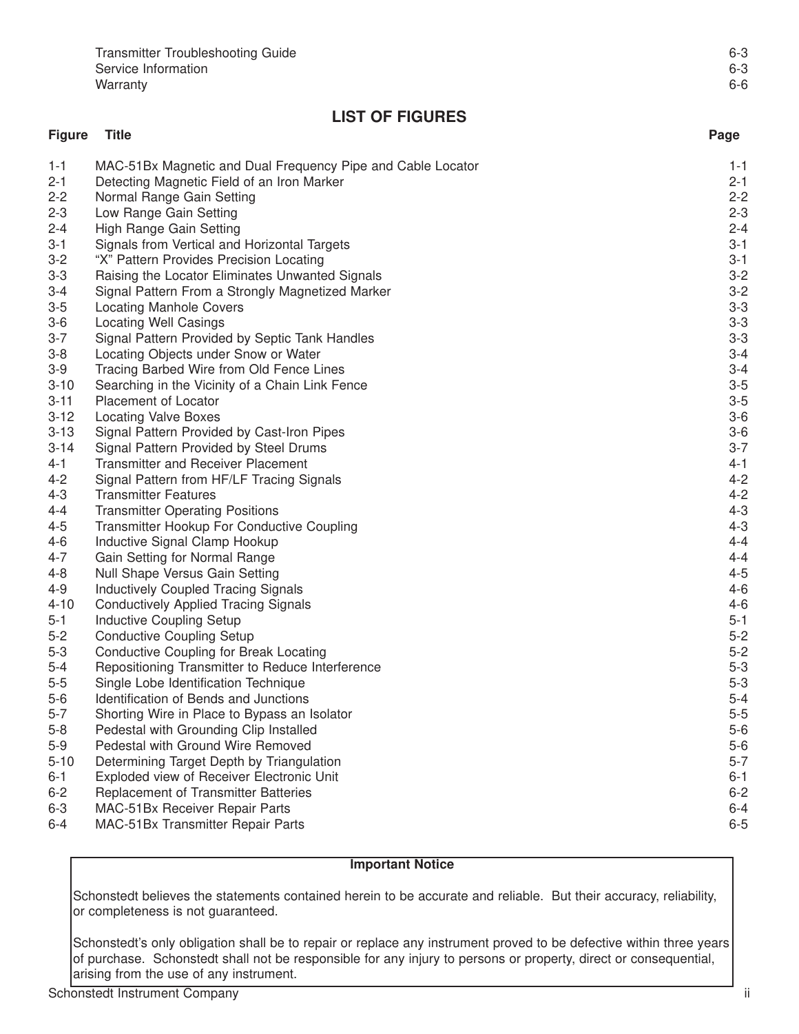| | |
|---|---|
| Transmitter Troubleshooting Guide | 6-3 |
| Service Information | 6-3 |
| Warranty | 6-6 |

## LIST OF FIGURES

| Figure | Title | Page |
|---|---|---|
| 1-1 | MAC-51Bx Magnetic and Dual Frequency Pipe and Cable Locator | 1-1 |
| 2-1 | Detecting Magnetic Field of an Iron Marker | 2-1 |
| 2-2 | Normal Range Gain Setting | 2-2 |
| 2-3 | Low Range Gain Setting | 2-3 |
| 2-4 | High Range Gain Setting | 2-4 |
| 3-1 | Signals from Vertical and Horizontal Targets | 3-1 |
| 3-2 | “X” Pattern Provides Precision Locating | 3-1 |
| 3-3 | Raising the Locator Eliminates Unwanted Signals | 3-2 |
| 3-4 | Signal Pattern From a Strongly Magnetized Marker | 3-2 |
| 3-5 | Locating Manhole Covers | 3-3 |
| 3-6 | Locating Well Casings | 3-3 |
| 3-7 | Signal Pattern Provided by Septic Tank Handles | 3-3 |
| 3-8 | Locating Objects under Snow or Water | 3-4 |
| 3-9 | Tracing Barbed Wire from Old Fence Lines | 3-4 |
| 3-10 | Searching in the Vicinity of a Chain Link Fence | 3-5 |
| 3-11 | Placement of Locator | 3-5 |
| 3-12 | Locating Valve Boxes | 3-6 |
| 3-13 | Signal Pattern Provided by Cast-Iron Pipes | 3-6 |
| 3-14 | Signal Pattern Provided by Steel Drums | 3-7 |
| 4-1 | Transmitter and Receiver Placement | 4-1 |
| 4-2 | Signal Pattern from HF/LF Tracing Signals | 4-2 |
| 4-3 | Transmitter Features | 4-2 |
| 4-4 | Transmitter Operating Positions | 4-3 |
| 4-5 | Transmitter Hookup For Conductive Coupling | 4-3 |
| 4-6 | Inductive Signal Clamp Hookup | 4-4 |
| 4-7 | Gain Setting for Normal Range | 4-4 |
| 4-8 | Null Shape Versus Gain Setting | 4-5 |
| 4-9 | Inductively Coupled Tracing Signals | 4-6 |
| 4-10 | Conductively Applied Tracing Signals | 4-6 |
| 5-1 | Inductive Coupling Setup | 5-1 |
| 5-2 | Conductive Coupling Setup | 5-2 |
| 5-3 | Conductive Coupling for Break Locating | 5-2 |
| 5-4 | Repositioning Transmitter to Reduce Interference | 5-3 |
| 5-5 | Single Lobe Identification Technique | 5-3 |
| 5-6 | Identification of Bends and Junctions | 5-4 |
| 5-7 | Shorting Wire in Place to Bypass an Isolator | 5-5 |
| 5-8 | Pedestal with Grounding Clip Installed | 5-6 |
| 5-9 | Pedestal with Ground Wire Removed | 5-6 |
| 5-10 | Determining Target Depth by Triangulation | 5-7 |
| 6-1 | Exploded view of Receiver Electronic Unit | 6-1 |
| 6-2 | Replacement of Transmitter Batteries | 6-2 |
| 6-3 | MAC-51Bx Receiver Repair Parts | 6-4 |
| 6-4 | MAC-51Bx Transmitter Repair Parts | 6-5 |

**Important Notice**

Schonstedt believes the statements contained herein to be accurate and reliable. But their accuracy, reliability, or completeness is not guaranteed.

Schonstedt's only obligation shall be to repair or replace any instrument proved to be defective within three years of purchase. Schonstedt shall not be responsible for any injury to persons or property, direct or consequential, arising from the use of any instrument.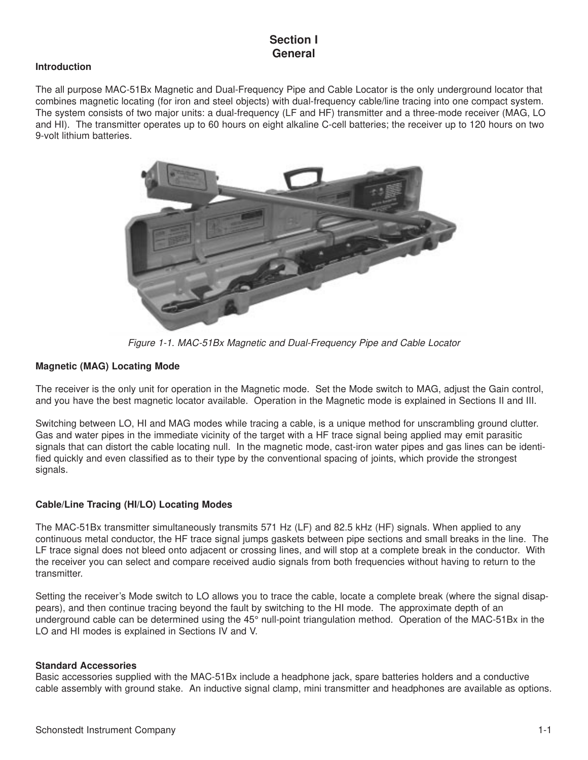# Section I
# General

### Introduction

The all purpose MAC-51Bx Magnetic and Dual-Frequency Pipe and Cable Locator is the only underground locator that combines magnetic locating (for iron and steel objects) with dual-frequency cable/line tracing into one compact system. The system consists of two major units: a dual-frequency (LF and HF) transmitter and a three-mode receiver (MAG, LO and HI). The transmitter operates up to 60 hours on eight alkaline C-cell batteries; the receiver up to 120 hours on two 9-volt lithium batteries.

*Figure 1-1. MAC-51Bx Magnetic and Dual-Frequency Pipe and Cable Locator*

### Magnetic (MAG) Locating Mode

The receiver is the only unit for operation in the Magnetic mode. Set the Mode switch to MAG, adjust the Gain control, and you have the best magnetic locator available. Operation in the Magnetic mode is explained in Sections II and III.

Switching between LO, HI and MAG modes while tracing a cable, is a unique method for unscrambling ground clutter. Gas and water pipes in the immediate vicinity of the target with a HF trace signal being applied may emit parasitic signals that can distort the cable locating null. In the magnetic mode, cast-iron water pipes and gas lines can be identified quickly and even classified as to their type by the conventional spacing of joints, which provide the strongest signals.

### Cable/Line Tracing (HI/LO) Locating Modes

The MAC-51Bx transmitter simultaneously transmits 571 Hz (LF) and 82.5 kHz (HF) signals. When applied to any continuous metal conductor, the HF trace signal jumps gaskets between pipe sections and small breaks in the line. The LF trace signal does not bleed onto adjacent or crossing lines, and will stop at a complete break in the conductor. With the receiver you can select and compare received audio signals from both frequencies without having to return to the transmitter.

Setting the receiver's Mode switch to LO allows you to trace the cable, locate a complete break (where the signal disappears), and then continue tracing beyond the fault by switching to the HI mode. The approximate depth of an underground cable can be determined using the 45° null-point triangulation method. Operation of the MAC-51Bx in the LO and HI modes is explained in Sections IV and V.

### Standard Accessories

Basic accessories supplied with the MAC-51Bx include a headphone jack, spare batteries holders and a conductive cable assembly with ground stake. An inductive signal clamp, mini transmitter and headphones are available as options.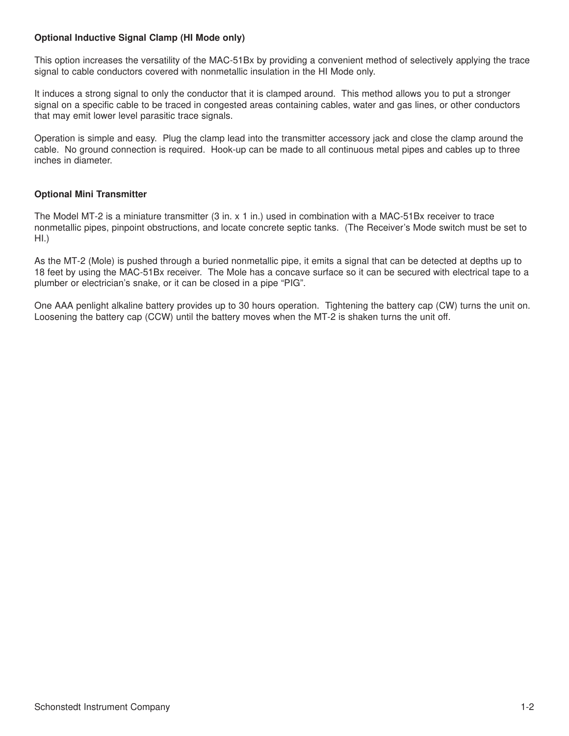**Optional Inductive Signal Clamp (HI Mode only)**

This option increases the versatility of the MAC-51Bx by providing a convenient method of selectively applying the trace signal to cable conductors covered with nonmetallic insulation in the HI Mode only.

It induces a strong signal to only the conductor that it is clamped around. This method allows you to put a stronger signal on a specific cable to be traced in congested areas containing cables, water and gas lines, or other conductors that may emit lower level parasitic trace signals.

Operation is simple and easy. Plug the clamp lead into the transmitter accessory jack and close the clamp around the cable. No ground connection is required. Hook-up can be made to all continuous metal pipes and cables up to three inches in diameter.

**Optional Mini Transmitter**

The Model MT-2 is a miniature transmitter (3 in. x 1 in.) used in combination with a MAC-51Bx receiver to trace nonmetallic pipes, pinpoint obstructions, and locate concrete septic tanks. (The Receiver's Mode switch must be set to HI.)

As the MT-2 (Mole) is pushed through a buried nonmetallic pipe, it emits a signal that can be detected at depths up to 18 feet by using the MAC-51Bx receiver. The Mole has a concave surface so it can be secured with electrical tape to a plumber or electrician's snake, or it can be closed in a pipe "PIG".

One AAA penlight alkaline battery provides up to 30 hours operation. Tightening the battery cap (CW) turns the unit on. Loosening the battery cap (CCW) until the battery moves when the MT-2 is shaken turns the unit off.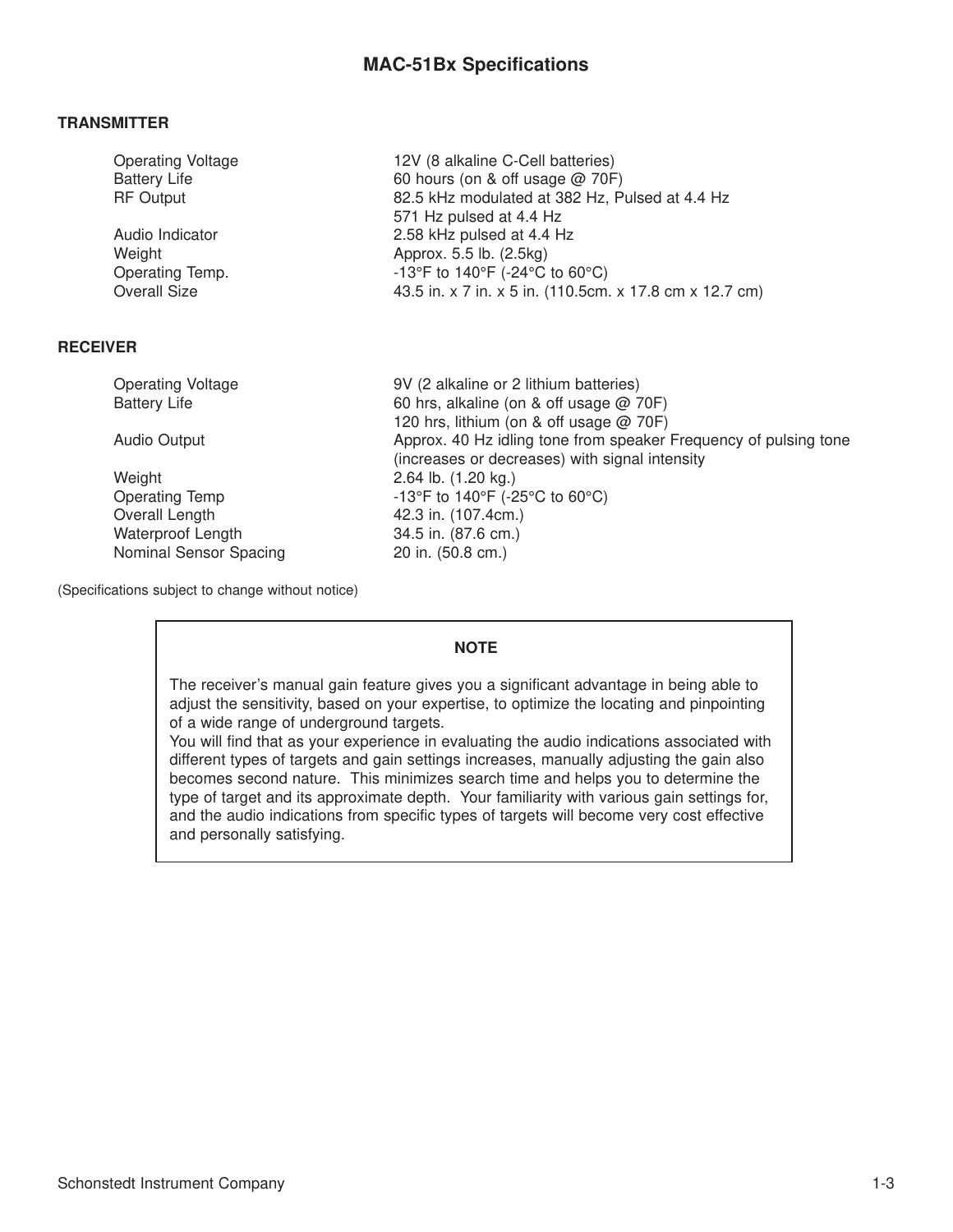# MAC-51Bx Specifications

## TRANSMITTER

| | |
|---|---|
| Operating Voltage | 12V (8 alkaline C-Cell batteries) |
| Battery Life | 60 hours (on & off usage @ 70F) |
| RF Output | 82.5 kHz modulated at 382 Hz, Pulsed at 4.4 Hz<br>571 Hz pulsed at 4.4 Hz |
| Audio Indicator | 2.58 kHz pulsed at 4.4 Hz |
| Weight | Approx. 5.5 lb. (2.5kg) |
| Operating Temp. | -13°F to 140°F (-24°C to 60°C) |
| Overall Size | 43.5 in. x 7 in. x 5 in. (110.5cm. x 17.8 cm x 12.7 cm) |

## RECEIVER

| | |
|---|---|
| Operating Voltage | 9V (2 alkaline or 2 lithium batteries) |
| Battery Life | 60 hrs, alkaline (on & off usage @ 70F)<br>120 hrs, lithium (on & off usage @ 70F) |
| Audio Output | Approx. 40 Hz idling tone from speaker Frequency of pulsing tone (increases or decreases) with signal intensity |
| Weight | 2.64 lb. (1.20 kg.) |
| Operating Temp | -13°F to 140°F (-25°C to 60°C) |
| Overall Length | 42.3 in. (107.4cm.) |
| Waterproof Length | 34.5 in. (87.6 cm.) |
| Nominal Sensor Spacing | 20 in. (50.8 cm.) |

(Specifications subject to change without notice)

> **NOTE**
>
> The receiver's manual gain feature gives you a significant advantage in being able to adjust the sensitivity, based on your expertise, to optimize the locating and pinpointing of a wide range of underground targets.
> You will find that as your experience in evaluating the audio indications associated with different types of targets and gain settings increases, manually adjusting the gain also becomes second nature. This minimizes search time and helps you to determine the type of target and its approximate depth. Your familiarity with various gain settings for, and the audio indications from specific types of targets will become very cost effective and personally satisfying.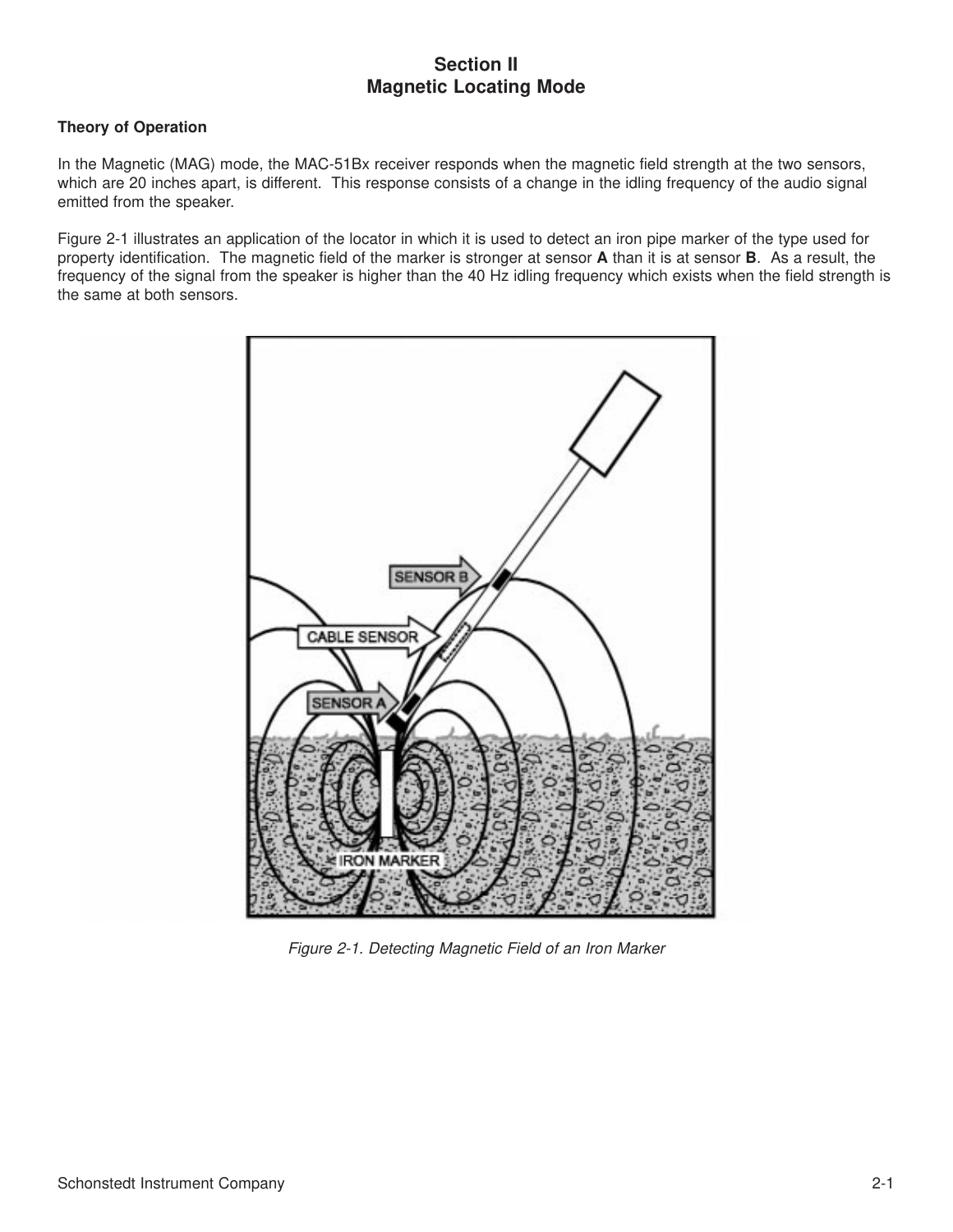# Section II
# Magnetic Locating Mode

### Theory of Operation

In the Magnetic (MAG) mode, the MAC-51Bx receiver responds when the magnetic field strength at the two sensors, which are 20 inches apart, is different. This response consists of a change in the idling frequency of the audio signal emitted from the speaker.

Figure 2-1 illustrates an application of the locator in which it is used to detect an iron pipe marker of the type used for property identification. The magnetic field of the marker is stronger at sensor **A** than it is at sensor **B**. As a result, the frequency of the signal from the speaker is higher than the 40 Hz idling frequency which exists when the field strength is the same at both sensors.

*Figure 2-1. Detecting Magnetic Field of an Iron Marker*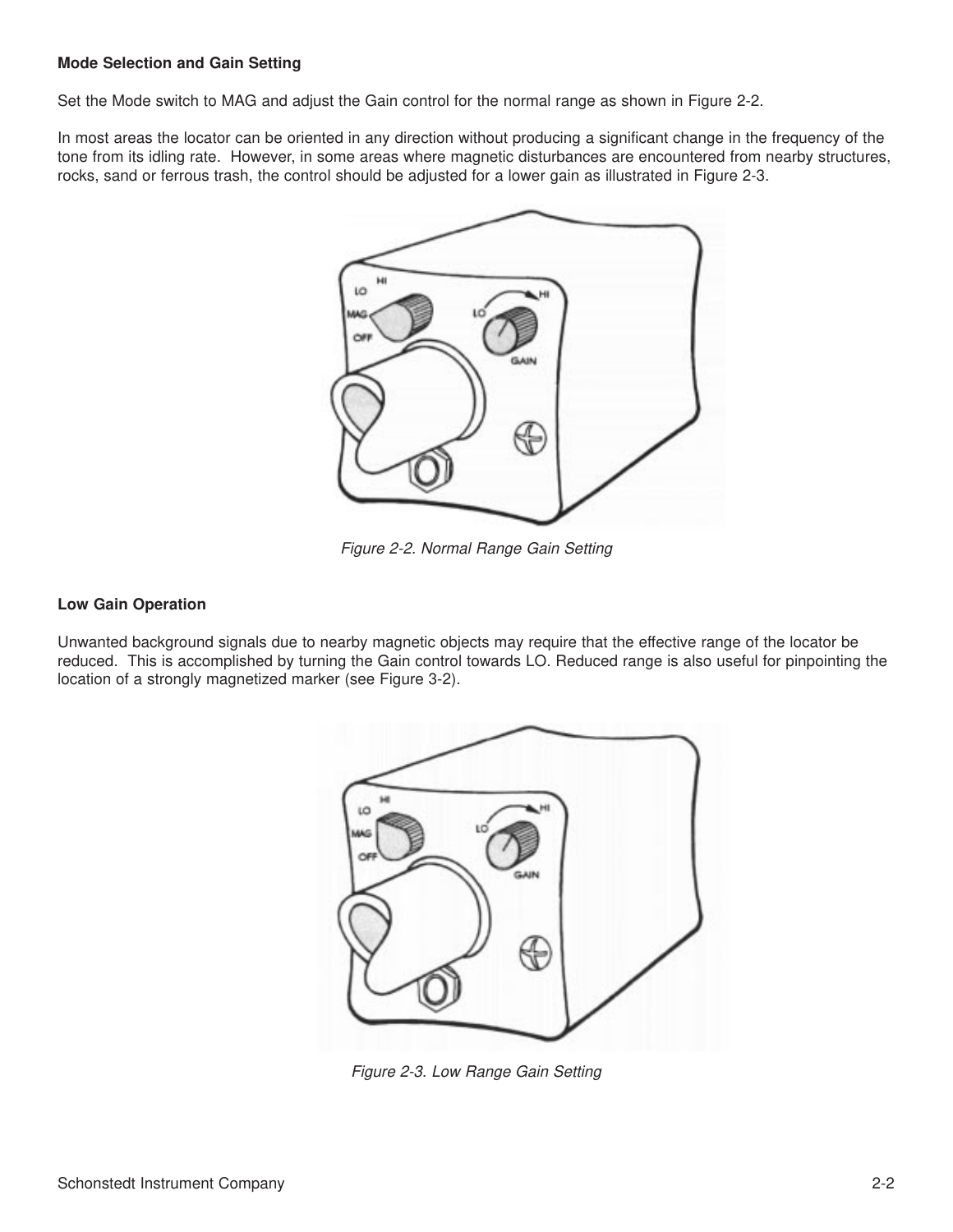**Mode Selection and Gain Setting**

Set the Mode switch to MAG and adjust the Gain control for the normal range as shown in Figure 2-2.

In most areas the locator can be oriented in any direction without producing a significant change in the frequency of the tone from its idling rate. However, in some areas where magnetic disturbances are encountered from nearby structures, rocks, sand or ferrous trash, the control should be adjusted for a lower gain as illustrated in Figure 2-3.

*Figure 2-2. Normal Range Gain Setting*

**Low Gain Operation**

Unwanted background signals due to nearby magnetic objects may require that the effective range of the locator be reduced. This is accomplished by turning the Gain control towards LO. Reduced range is also useful for pinpointing the location of a strongly magnetized marker (see Figure 3-2).

*Figure 2-3. Low Range Gain Setting*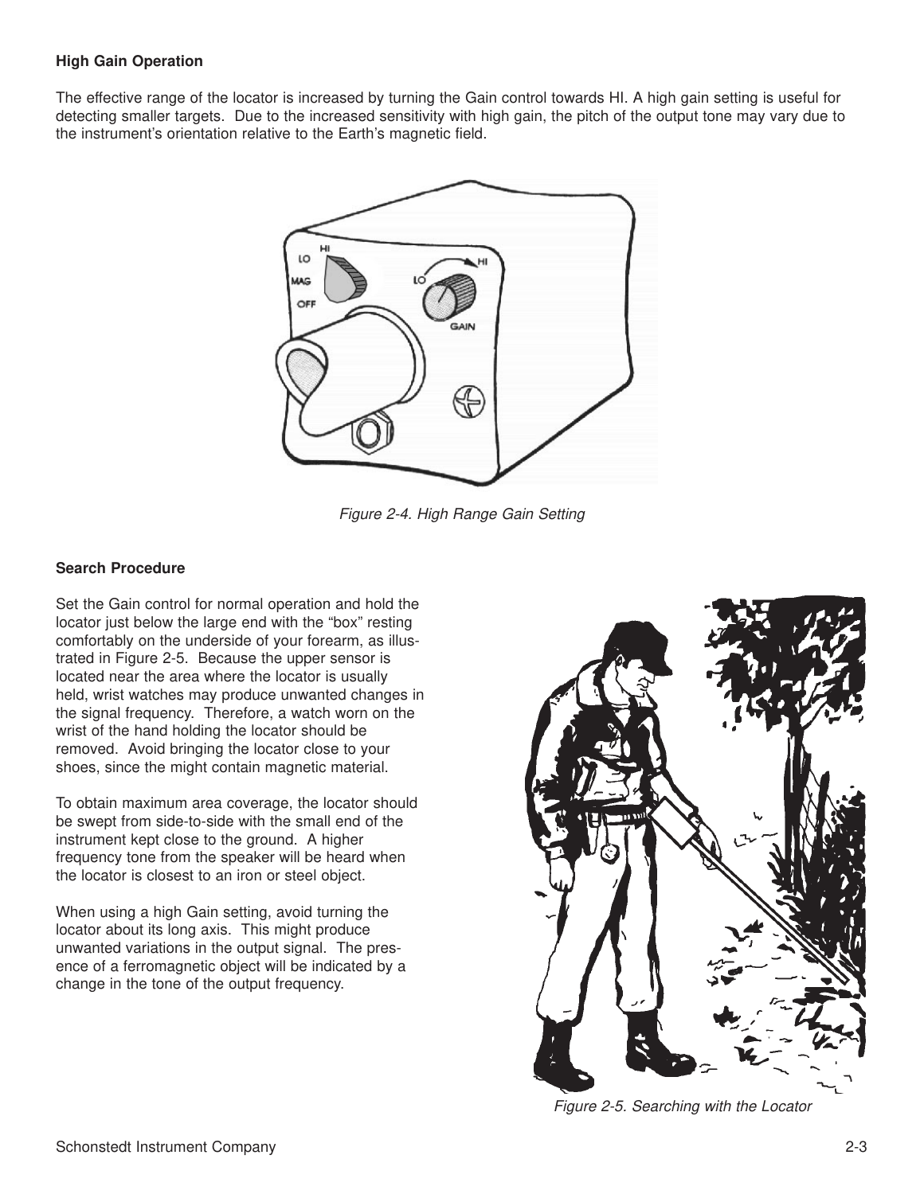### High Gain Operation

The effective range of the locator is increased by turning the Gain control towards HI. A high gain setting is useful for detecting smaller targets. Due to the increased sensitivity with high gain, the pitch of the output tone may vary due to the instrument's orientation relative to the Earth's magnetic field.

*Figure 2-4. High Range Gain Setting*

### Search Procedure

Set the Gain control for normal operation and hold the locator just below the large end with the "box" resting comfortably on the underside of your forearm, as illustrated in Figure 2-5. Because the upper sensor is located near the area where the locator is usually held, wrist watches may produce unwanted changes in the signal frequency. Therefore, a watch worn on the wrist of the hand holding the locator should be removed. Avoid bringing the locator close to your shoes, since the might contain magnetic material.

To obtain maximum area coverage, the locator should be swept from side-to-side with the small end of the instrument kept close to the ground. A higher frequency tone from the speaker will be heard when the locator is closest to an iron or steel object.

When using a high Gain setting, avoid turning the locator about its long axis. This might produce unwanted variations in the output signal. The presence of a ferromagnetic object will be indicated by a change in the tone of the output frequency.

*Figure 2-5. Searching with the Locator*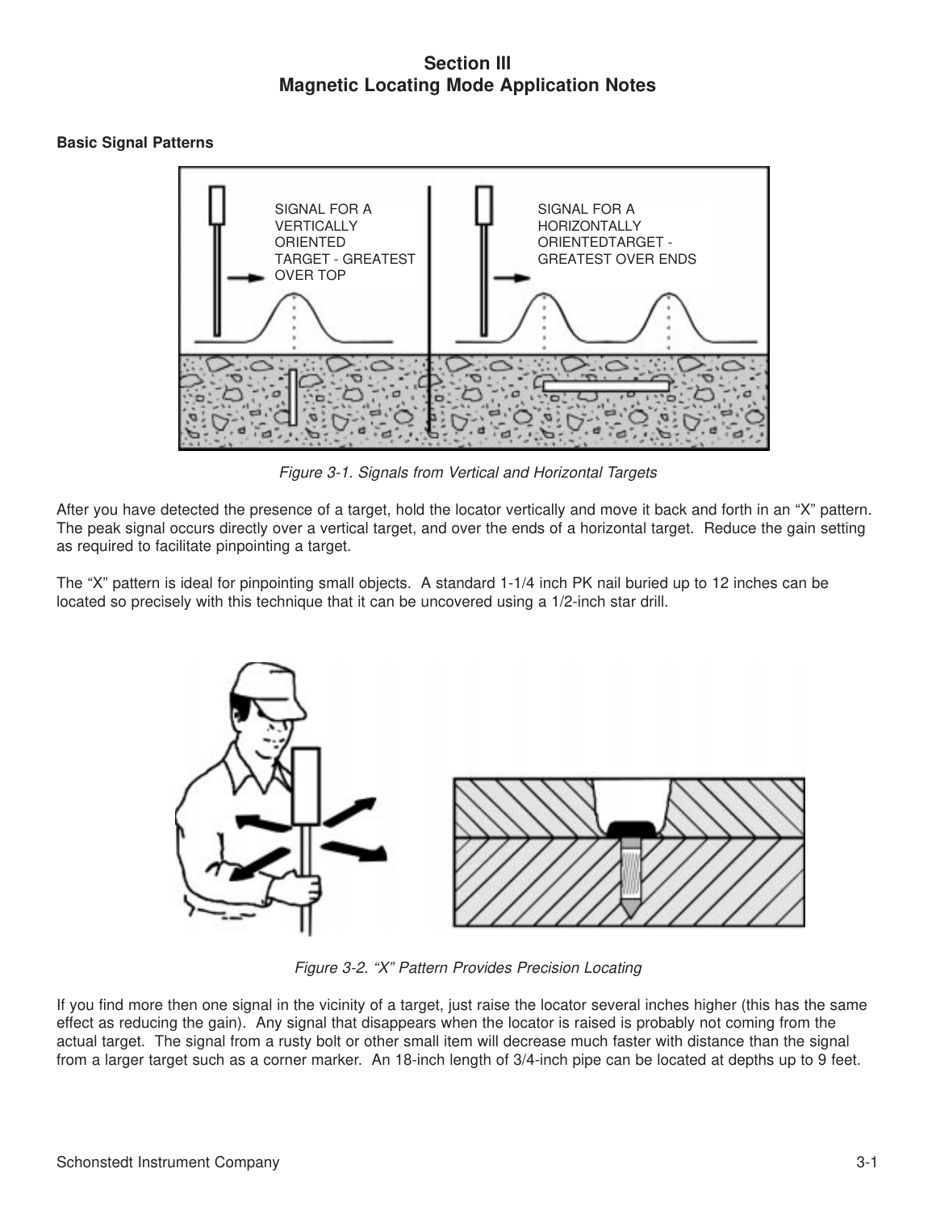# Section III
# Magnetic Locating Mode Application Notes

**Basic Signal Patterns**

SIGNAL FOR A VERTICALLY ORIENTED TARGET - GREATEST OVER TOP

SIGNAL FOR A HORIZONTALLY ORIENTEDTARGET - GREATEST OVER ENDS

*Figure 3-1. Signals from Vertical and Horizontal Targets*

After you have detected the presence of a target, hold the locator vertically and move it back and forth in an "X" pattern. The peak signal occurs directly over a vertical target, and over the ends of a horizontal target. Reduce the gain setting as required to facilitate pinpointing a target.

The "X" pattern is ideal for pinpointing small objects. A standard 1-1/4 inch PK nail buried up to 12 inches can be located so precisely with this technique that it can be uncovered using a 1/2-inch star drill.

*Figure 3-2. "X" Pattern Provides Precision Locating*

If you find more then one signal in the vicinity of a target, just raise the locator several inches higher (this has the same effect as reducing the gain). Any signal that disappears when the locator is raised is probably not coming from the actual target. The signal from a rusty bolt or other small item will decrease much faster with distance than the signal from a larger target such as a corner marker. An 18-inch length of 3/4-inch pipe can be located at depths up to 9 feet.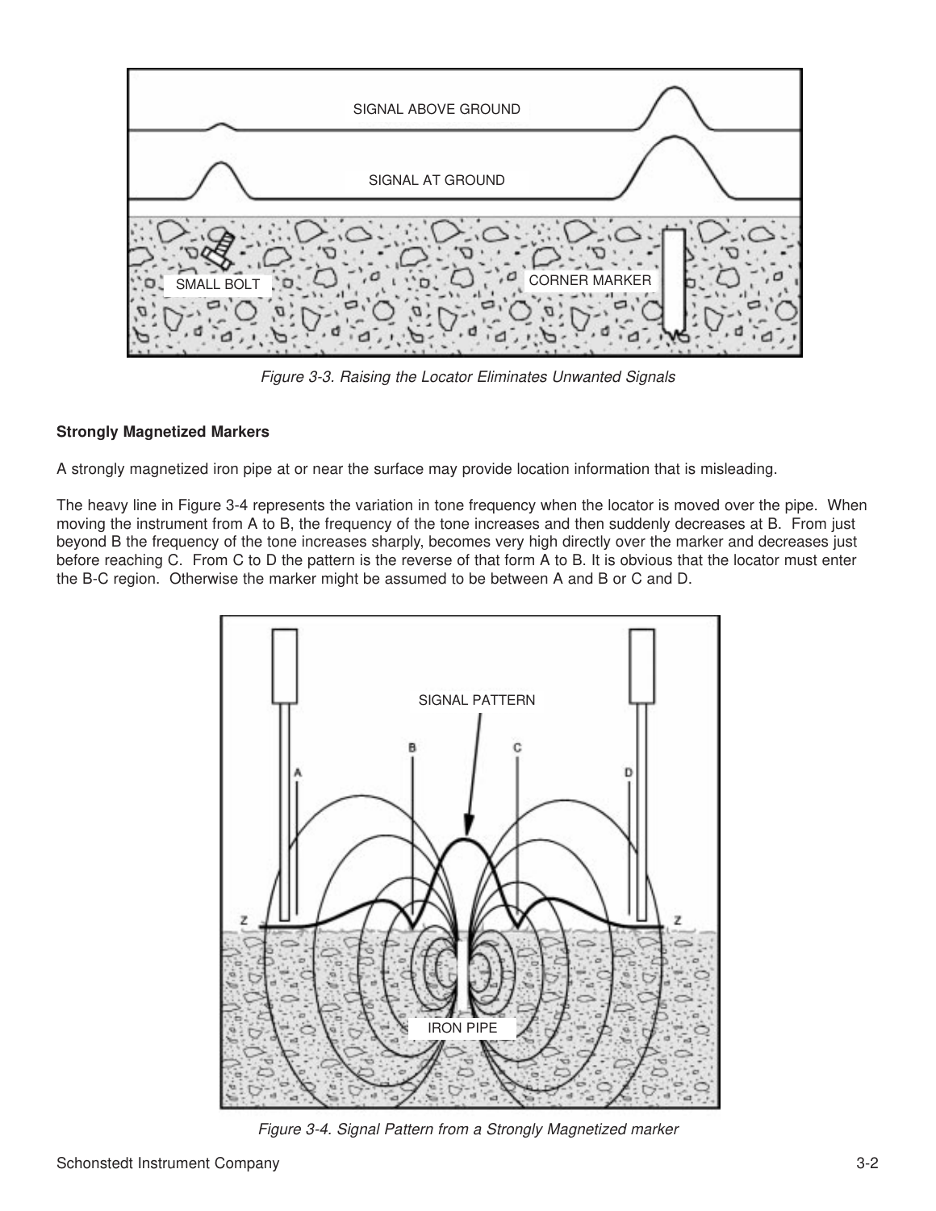*Figure 3-3. Raising the Locator Eliminates Unwanted Signals*

**Strongly Magnetized Markers**

A strongly magnetized iron pipe at or near the surface may provide location information that is misleading.

The heavy line in Figure 3-4 represents the variation in tone frequency when the locator is moved over the pipe. When moving the instrument from A to B, the frequency of the tone increases and then suddenly decreases at B. From just beyond B the frequency of the tone increases sharply, becomes very high directly over the marker and decreases just before reaching C. From C to D the pattern is the reverse of that form A to B. It is obvious that the locator must enter the B-C region. Otherwise the marker might be assumed to be between A and B or C and D.

*Figure 3-4. Signal Pattern from a Strongly Magnetized marker*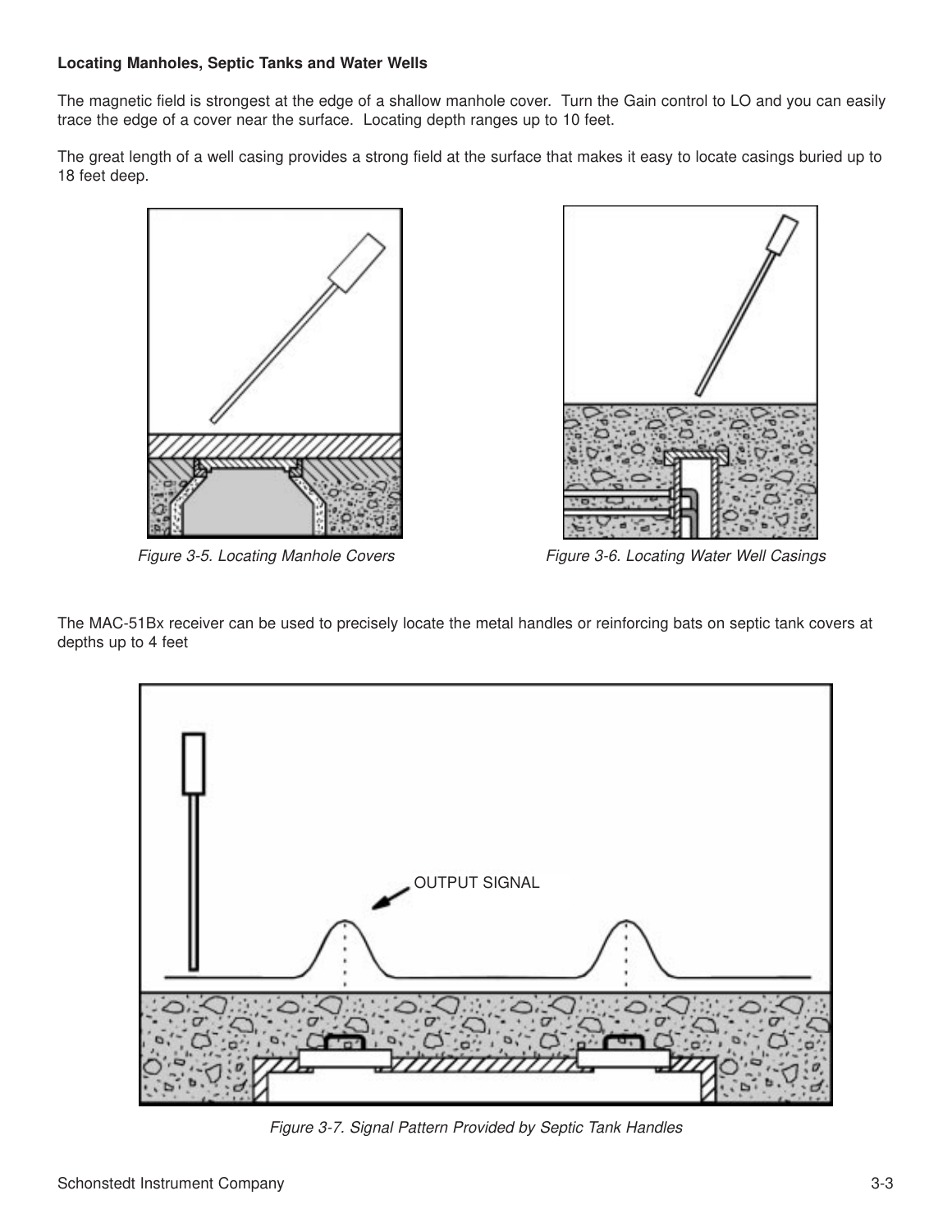**Locating Manholes, Septic Tanks and Water Wells**

The magnetic field is strongest at the edge of a shallow manhole cover. Turn the Gain control to LO and you can easily trace the edge of a cover near the surface. Locating depth ranges up to 10 feet.

The great length of a well casing provides a strong field at the surface that makes it easy to locate casings buried up to 18 feet deep.

*Figure 3-5. Locating Manhole Covers*

*Figure 3-6. Locating Water Well Casings*

The MAC-51Bx receiver can be used to precisely locate the metal handles or reinforcing bats on septic tank covers at depths up to 4 feet

OUTPUT SIGNAL

*Figure 3-7. Signal Pattern Provided by Septic Tank Handles*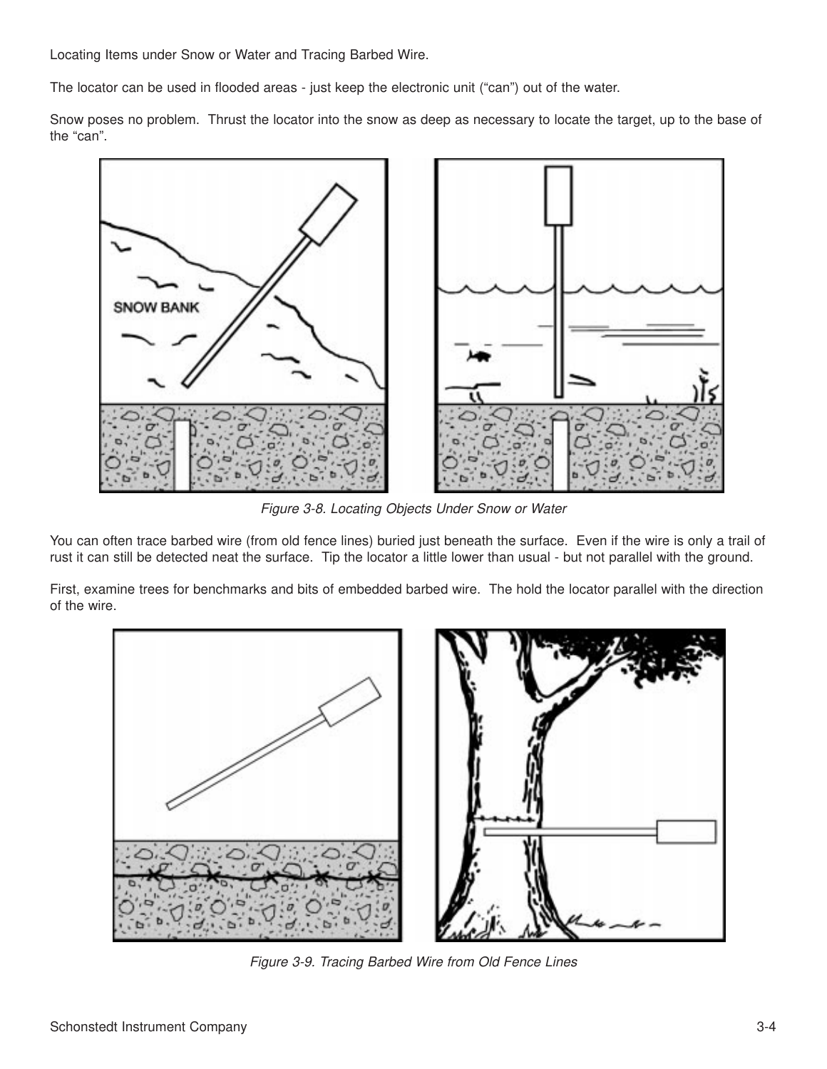Locating Items under Snow or Water and Tracing Barbed Wire.

The locator can be used in flooded areas - just keep the electronic unit ("can") out of the water.

Snow poses no problem. Thrust the locator into the snow as deep as necessary to locate the target, up to the base of the "can".

*Figure 3-8. Locating Objects Under Snow or Water*

You can often trace barbed wire (from old fence lines) buried just beneath the surface. Even if the wire is only a trail of rust it can still be detected neat the surface. Tip the locator a little lower than usual - but not parallel with the ground.

First, examine trees for benchmarks and bits of embedded barbed wire. The hold the locator parallel with the direction of the wire.

*Figure 3-9. Tracing Barbed Wire from Old Fence Lines*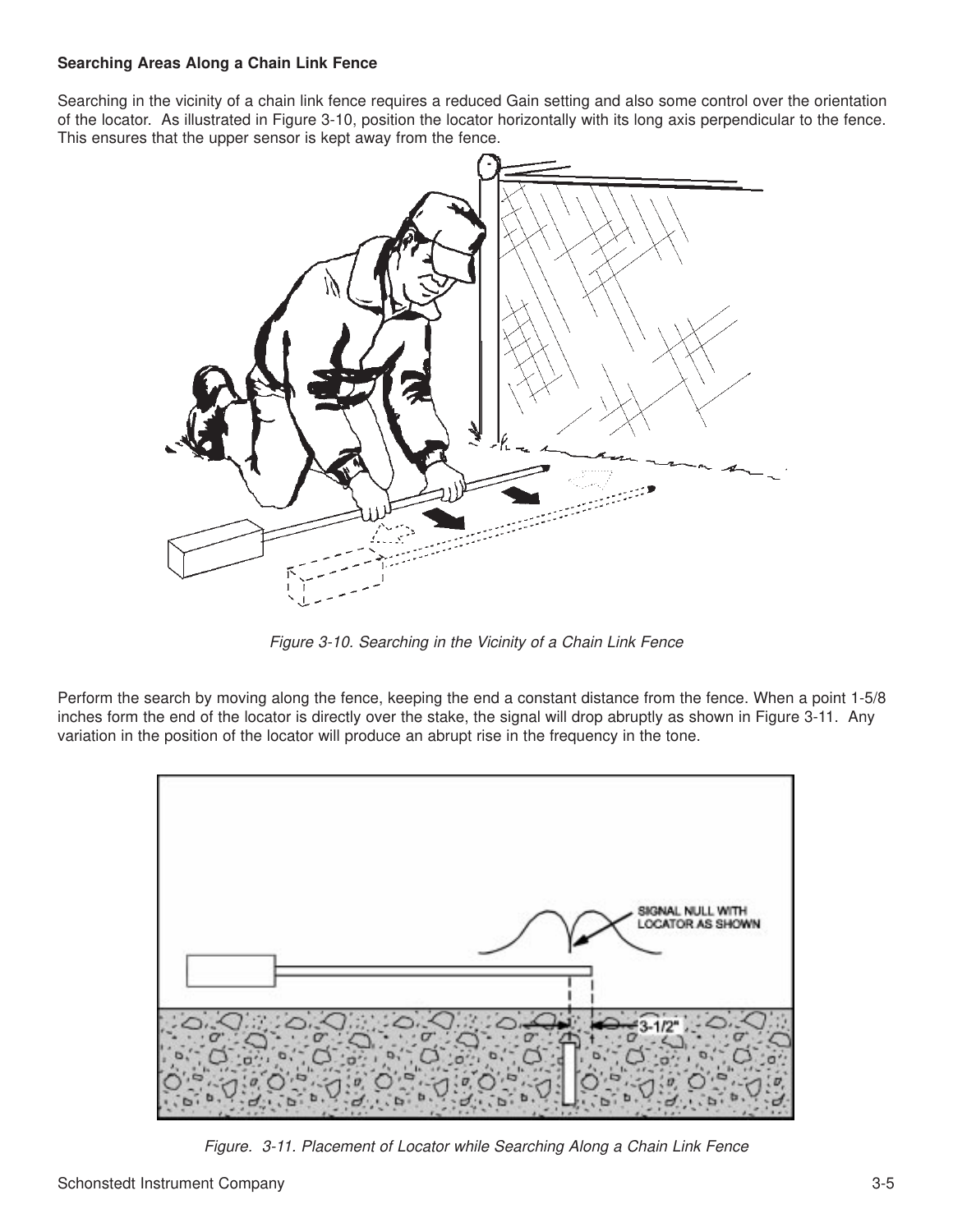**Searching Areas Along a Chain Link Fence**

Searching in the vicinity of a chain link fence requires a reduced Gain setting and also some control over the orientation of the locator. As illustrated in Figure 3-10, position the locator horizontally with its long axis perpendicular to the fence. This ensures that the upper sensor is kept away from the fence.

*Figure 3-10. Searching in the Vicinity of a Chain Link Fence*

Perform the search by moving along the fence, keeping the end a constant distance from the fence. When a point 1-5/8 inches form the end of the locator is directly over the stake, the signal will drop abruptly as shown in Figure 3-11. Any variation in the position of the locator will produce an abrupt rise in the frequency in the tone.

SIGNAL NULL WITH LOCATOR AS SHOWN

3-1/2"

*Figure. 3-11. Placement of Locator while Searching Along a Chain Link Fence*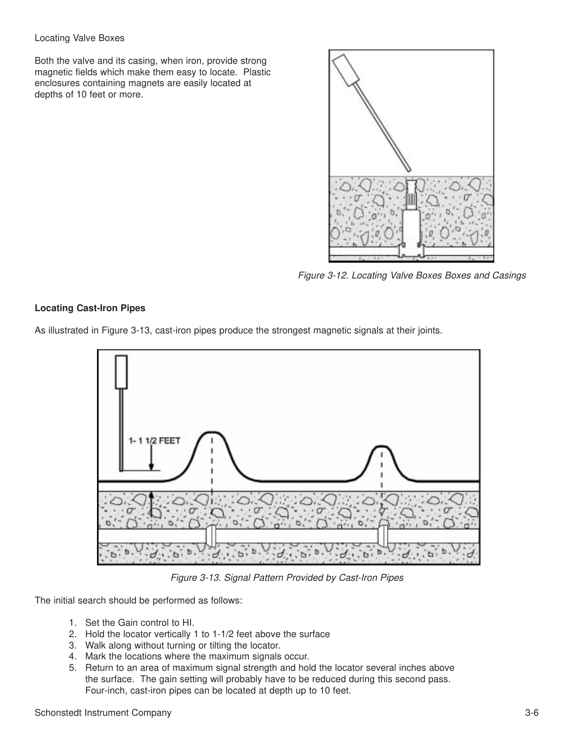Locating Valve Boxes

Both the valve and its casing, when iron, provide strong magnetic fields which make them easy to locate. Plastic enclosures containing magnets are easily located at depths of 10 feet or more.

*Figure 3-12. Locating Valve Boxes Boxes and Casings*

**Locating Cast-Iron Pipes**

As illustrated in Figure 3-13, cast-iron pipes produce the strongest magnetic signals at their joints.

1- 1 1/2 FEET

*Figure 3-13. Signal Pattern Provided by Cast-Iron Pipes*

The initial search should be performed as follows:

1. Set the Gain control to HI.
2. Hold the locator vertically 1 to 1-1/2 feet above the surface
3. Walk along without turning or tilting the locator.
4. Mark the locations where the maximum signals occur.
5. Return to an area of maximum signal strength and hold the locator several inches above the surface. The gain setting will probably have to be reduced during this second pass. Four-inch, cast-iron pipes can be located at depth up to 10 feet.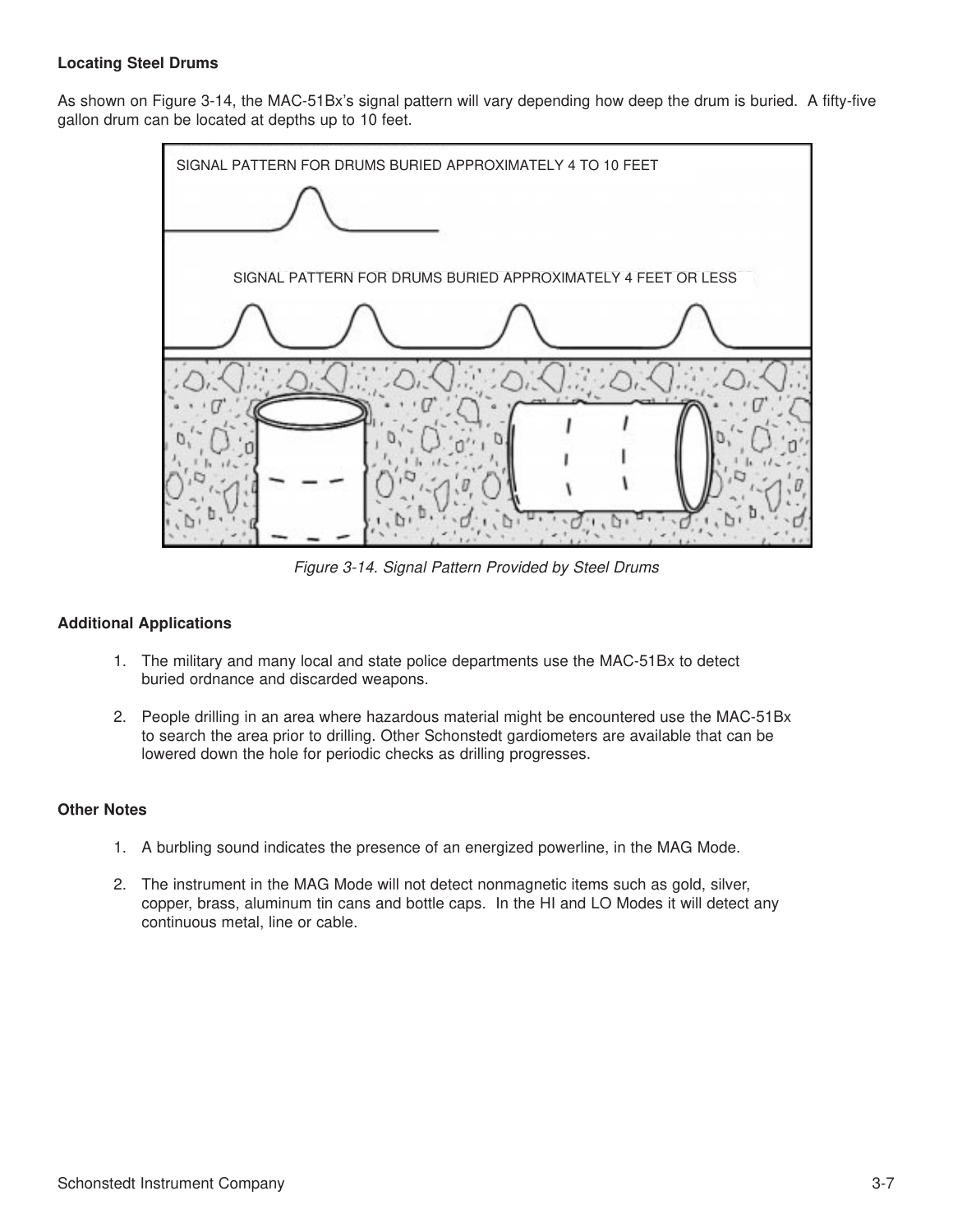### Locating Steel Drums

As shown on Figure 3-14, the MAC-51Bx's signal pattern will vary depending how deep the drum is buried. A fifty-five gallon drum can be located at depths up to 10 feet.

SIGNAL PATTERN FOR DRUMS BURIED APPROXIMATELY 4 TO 10 FEET

SIGNAL PATTERN FOR DRUMS BURIED APPROXIMATELY 4 FEET OR LESS

*Figure 3-14. Signal Pattern Provided by Steel Drums*

### Additional Applications

1. The military and many local and state police departments use the MAC-51Bx to detect buried ordnance and discarded weapons.

2. People drilling in an area where hazardous material might be encountered use the MAC-51Bx to search the area prior to drilling. Other Schonstedt gardiometers are available that can be lowered down the hole for periodic checks as drilling progresses.

### Other Notes

1. A burbling sound indicates the presence of an energized powerline, in the MAG Mode.

2. The instrument in the MAG Mode will not detect nonmagnetic items such as gold, silver, copper, brass, aluminum tin cans and bottle caps. In the HI and LO Modes it will detect any continuous metal, line or cable.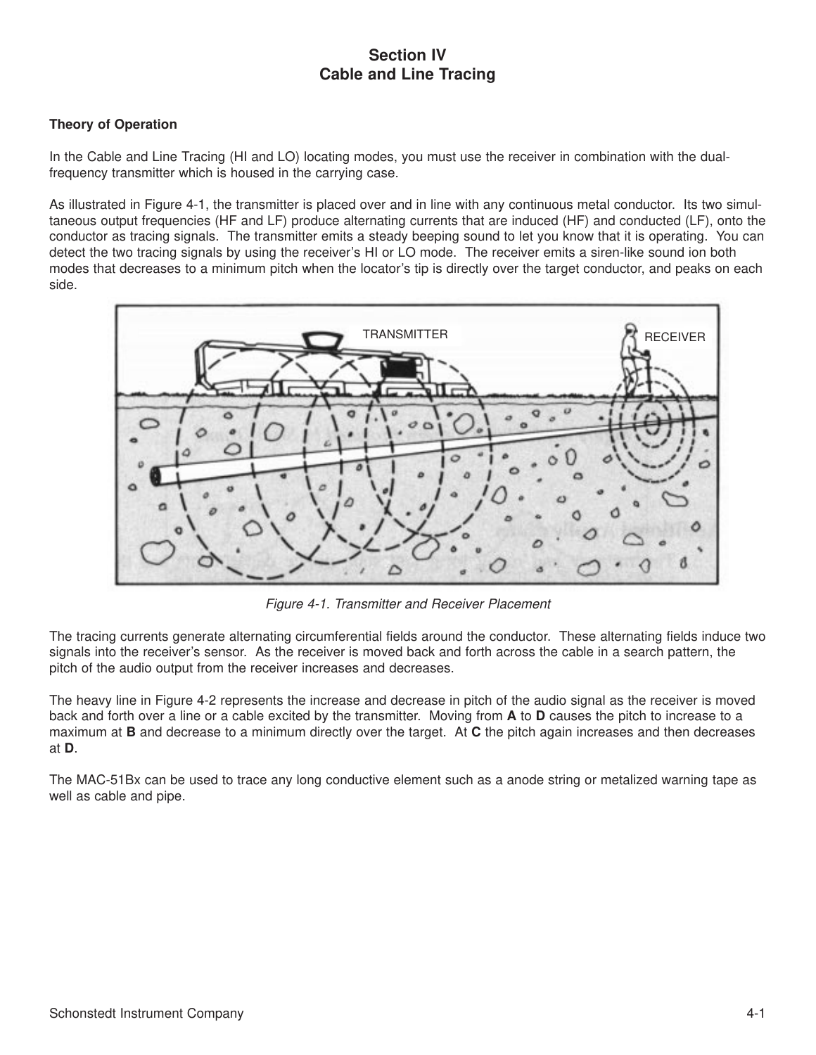# Section IV
# Cable and Line Tracing

**Theory of Operation**

In the Cable and Line Tracing (HI and LO) locating modes, you must use the receiver in combination with the dual-frequency transmitter which is housed in the carrying case.

As illustrated in Figure 4-1, the transmitter is placed over and in line with any continuous metal conductor. Its two simultaneous output frequencies (HF and LF) produce alternating currents that are induced (HF) and conducted (LF), onto the conductor as tracing signals. The transmitter emits a steady beeping sound to let you know that it is operating. You can detect the two tracing signals by using the receiver's HI or LO mode. The receiver emits a siren-like sound ion both modes that decreases to a minimum pitch when the locator's tip is directly over the target conductor, and peaks on each side.

*Figure 4-1. Transmitter and Receiver Placement*

The tracing currents generate alternating circumferential fields around the conductor. These alternating fields induce two signals into the receiver's sensor. As the receiver is moved back and forth across the cable in a search pattern, the pitch of the audio output from the receiver increases and decreases.

The heavy line in Figure 4-2 represents the increase and decrease in pitch of the audio signal as the receiver is moved back and forth over a line or a cable excited by the transmitter. Moving from **A** to **D** causes the pitch to increase to a maximum at **B** and decrease to a minimum directly over the target. At **C** the pitch again increases and then decreases at **D**.

The MAC-51Bx can be used to trace any long conductive element such as a anode string or metalized warning tape as well as cable and pipe.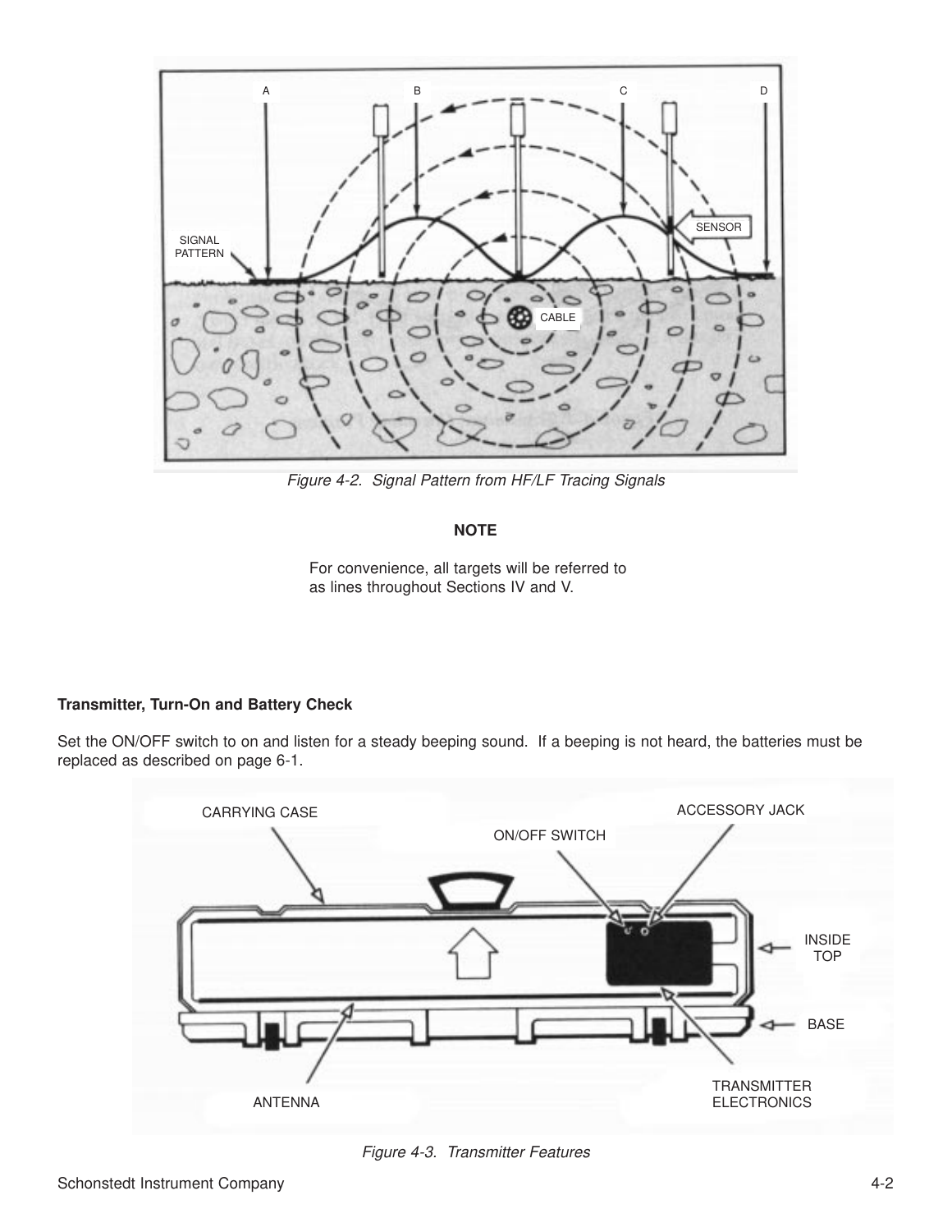*Figure 4-2. Signal Pattern from HF/LF Tracing Signals*

**NOTE**

For convenience, all targets will be referred to as lines throughout Sections IV and V.

**Transmitter, Turn-On and Battery Check**

Set the ON/OFF switch to on and listen for a steady beeping sound. If a beeping is not heard, the batteries must be replaced as described on page 6-1.

*Figure 4-3. Transmitter Features*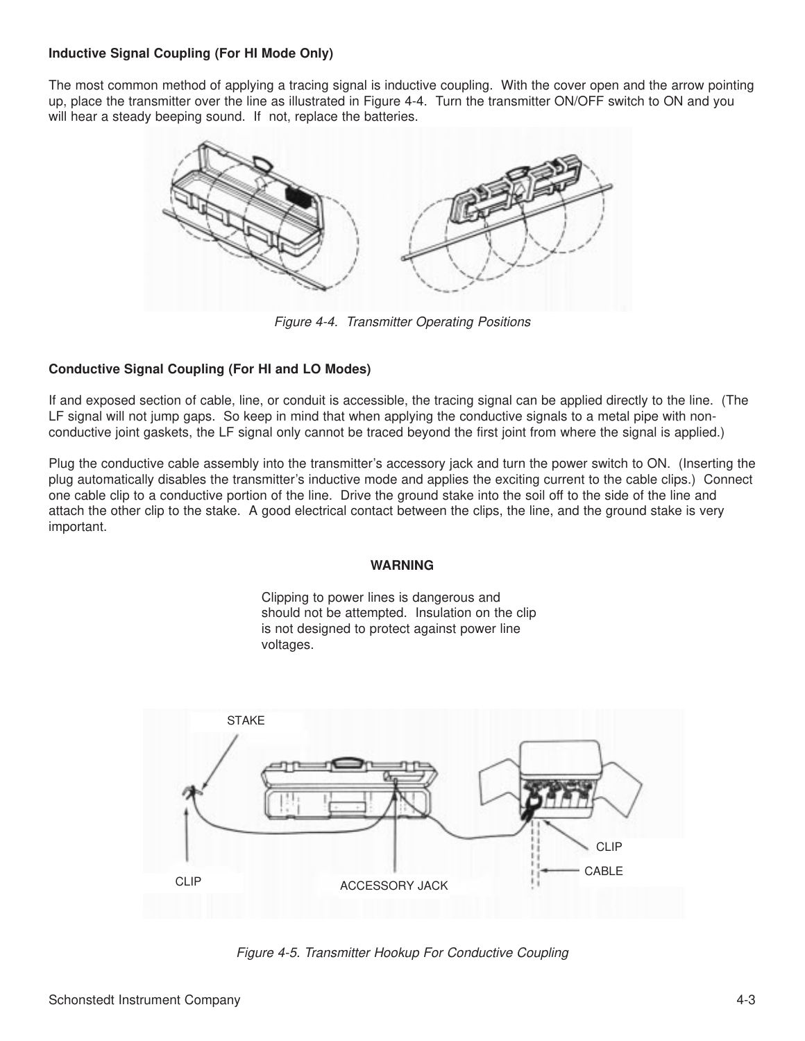### Inductive Signal Coupling (For HI Mode Only)

The most common method of applying a tracing signal is inductive coupling. With the cover open and the arrow pointing up, place the transmitter over the line as illustrated in Figure 4-4. Turn the transmitter ON/OFF switch to ON and you will hear a steady beeping sound. If not, replace the batteries.

*Figure 4-4. Transmitter Operating Positions*

### Conductive Signal Coupling (For HI and LO Modes)

If and exposed section of cable, line, or conduit is accessible, the tracing signal can be applied directly to the line. (The LF signal will not jump gaps. So keep in mind that when applying the conductive signals to a metal pipe with non-conductive joint gaskets, the LF signal only cannot be traced beyond the first joint from where the signal is applied.)

Plug the conductive cable assembly into the transmitter's accessory jack and turn the power switch to ON. (Inserting the plug automatically disables the transmitter's inductive mode and applies the exciting current to the cable clips.) Connect one cable clip to a conductive portion of the line. Drive the ground stake into the soil off to the side of the line and attach the other clip to the stake. A good electrical contact between the clips, the line, and the ground stake is very important.

**WARNING**

Clipping to power lines is dangerous and should not be attempted. Insulation on the clip is not designed to protect against power line voltages.

STAKE

CLIP

ACCESSORY JACK

CLIP

CABLE

*Figure 4-5. Transmitter Hookup For Conductive Coupling*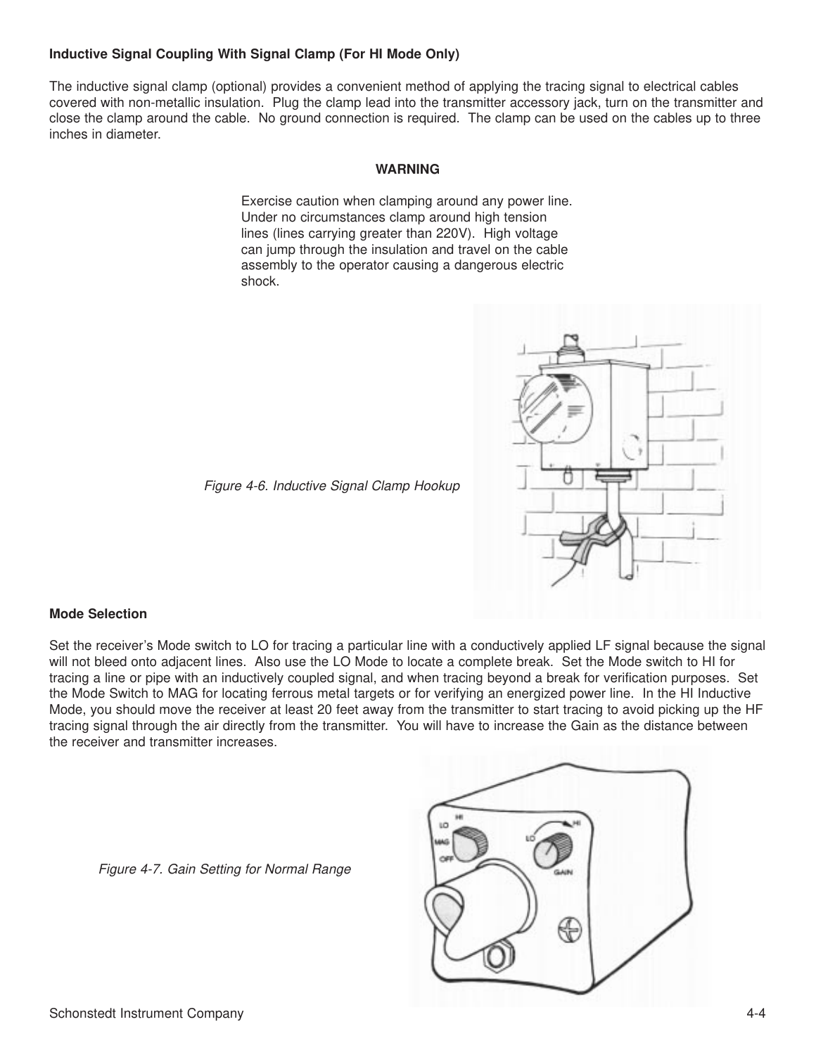**Inductive Signal Coupling With Signal Clamp (For HI Mode Only)**

The inductive signal clamp (optional) provides a convenient method of applying the tracing signal to electrical cables covered with non-metallic insulation. Plug the clamp lead into the transmitter accessory jack, turn on the transmitter and close the clamp around the cable. No ground connection is required. The clamp can be used on the cables up to three inches in diameter.

**WARNING**

Exercise caution when clamping around any power line. Under no circumstances clamp around high tension lines (lines carrying greater than 220V). High voltage can jump through the insulation and travel on the cable assembly to the operator causing a dangerous electric shock.

*Figure 4-6. Inductive Signal Clamp Hookup*

**Mode Selection**

Set the receiver's Mode switch to LO for tracing a particular line with a conductively applied LF signal because the signal will not bleed onto adjacent lines. Also use the LO Mode to locate a complete break. Set the Mode switch to HI for tracing a line or pipe with an inductively coupled signal, and when tracing beyond a break for verification purposes. Set the Mode Switch to MAG for locating ferrous metal targets or for verifying an energized power line. In the HI Inductive Mode, you should move the receiver at least 20 feet away from the transmitter to start tracing to avoid picking up the HF tracing signal through the air directly from the transmitter. You will have to increase the Gain as the distance between the receiver and transmitter increases.

*Figure 4-7. Gain Setting for Normal Range*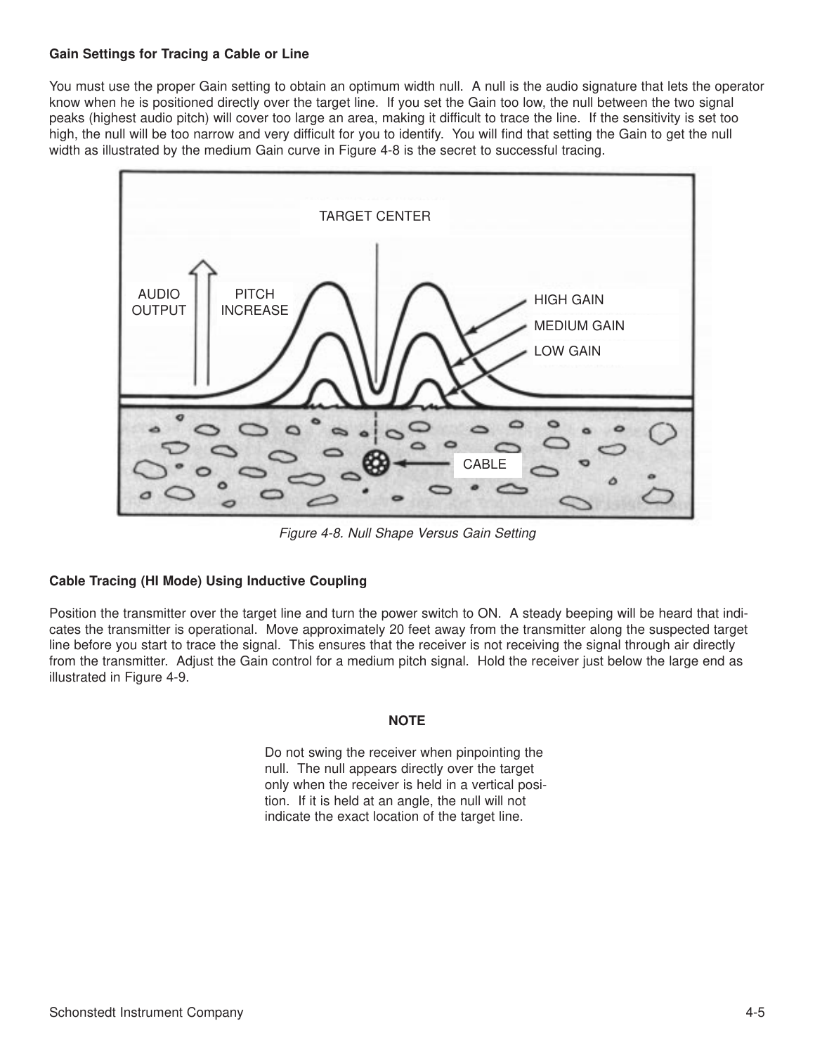### Gain Settings for Tracing a Cable or Line

You must use the proper Gain setting to obtain an optimum width null. A null is the audio signature that lets the operator know when he is positioned directly over the target line. If you set the Gain too low, the null between the two signal peaks (highest audio pitch) will cover too large an area, making it difficult to trace the line. If the sensitivity is set too high, the null will be too narrow and very difficult for you to identify. You will find that setting the Gain to get the null width as illustrated by the medium Gain curve in Figure 4-8 is the secret to successful tracing.

*Figure 4-8. Null Shape Versus Gain Setting*

### Cable Tracing (HI Mode) Using Inductive Coupling

Position the transmitter over the target line and turn the power switch to ON. A steady beeping will be heard that indicates the transmitter is operational. Move approximately 20 feet away from the transmitter along the suspected target line before you start to trace the signal. This ensures that the receiver is not receiving the signal through air directly from the transmitter. Adjust the Gain control for a medium pitch signal. Hold the receiver just below the large end as illustrated in Figure 4-9.

**NOTE**

Do not swing the receiver when pinpointing the null. The null appears directly over the target only when the receiver is held in a vertical position. If it is held at an angle, the null will not indicate the exact location of the target line.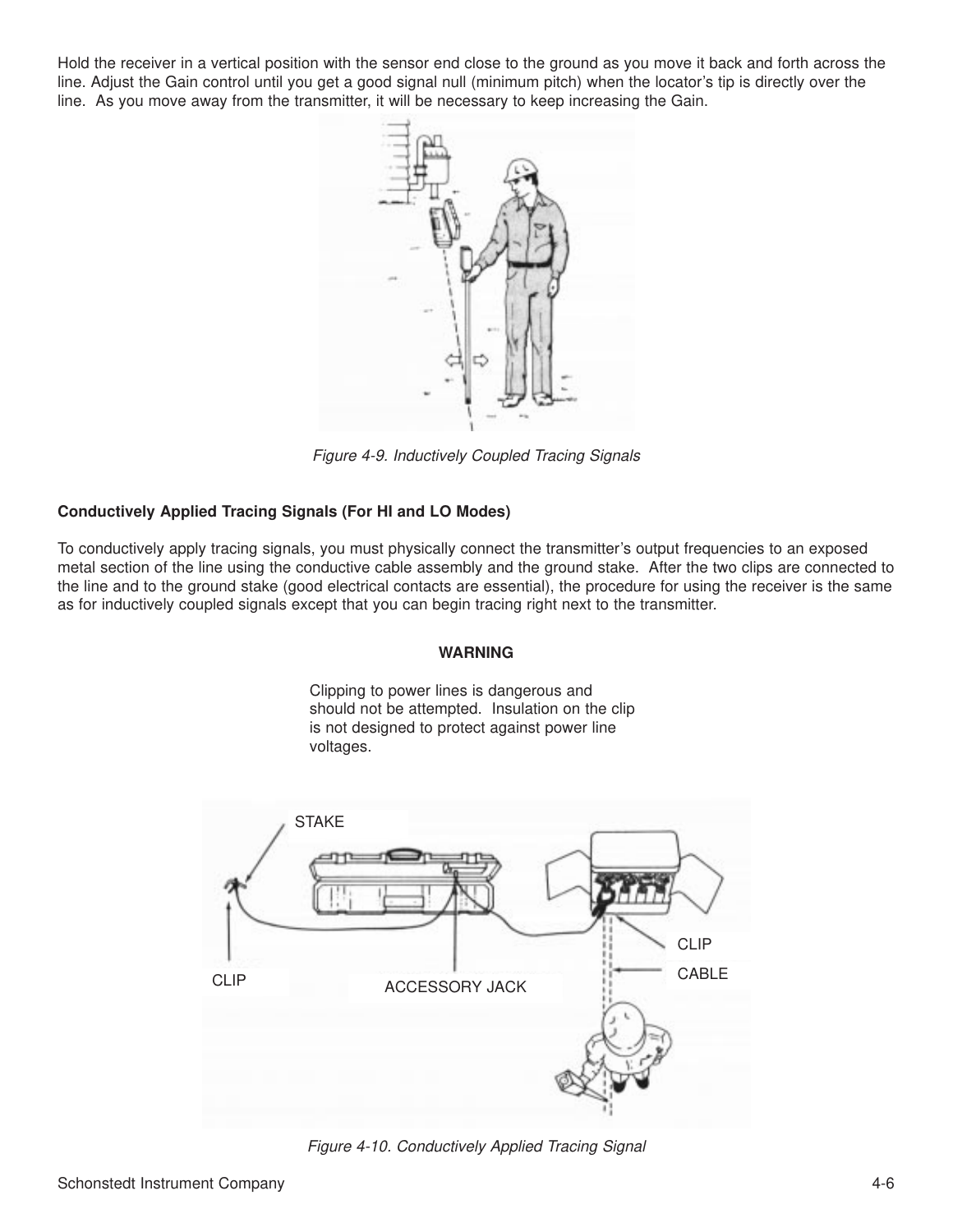Hold the receiver in a vertical position with the sensor end close to the ground as you move it back and forth across the line. Adjust the Gain control until you get a good signal null (minimum pitch) when the locator's tip is directly over the line. As you move away from the transmitter, it will be necessary to keep increasing the Gain.

*Figure 4-9. Inductively Coupled Tracing Signals*

**Conductively Applied Tracing Signals (For HI and LO Modes)**

To conductively apply tracing signals, you must physically connect the transmitter's output frequencies to an exposed metal section of the line using the conductive cable assembly and the ground stake. After the two clips are connected to the line and to the ground stake (good electrical contacts are essential), the procedure for using the receiver is the same as for inductively coupled signals except that you can begin tracing right next to the transmitter.

**WARNING**

Clipping to power lines is dangerous and should not be attempted. Insulation on the clip is not designed to protect against power line voltages.

STAKE

CLIP

ACCESSORY JACK

CLIP

CABLE

*Figure 4-10. Conductively Applied Tracing Signal*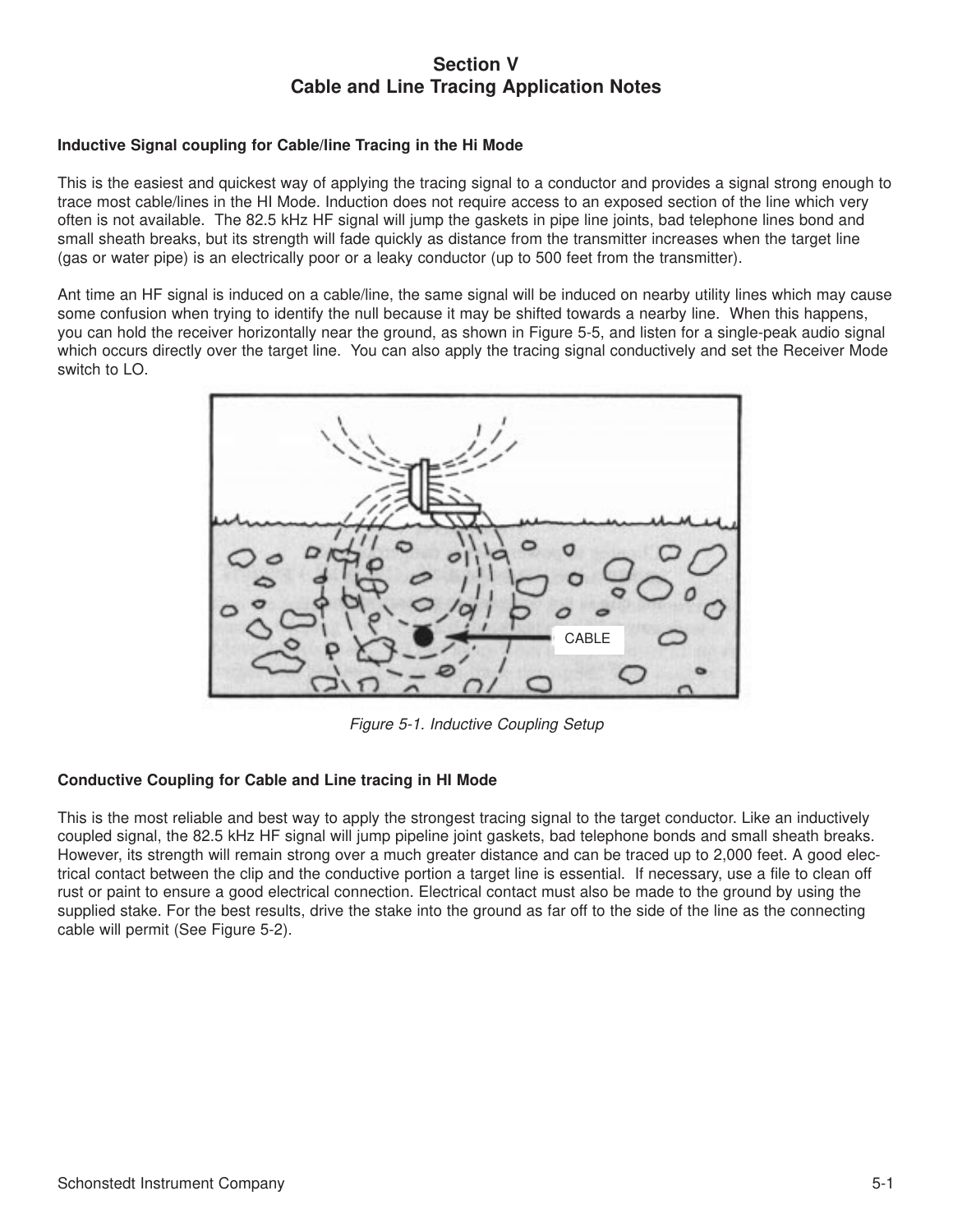# Section V
# Cable and Line Tracing Application Notes

**Inductive Signal coupling for Cable/line Tracing in the Hi Mode**

This is the easiest and quickest way of applying the tracing signal to a conductor and provides a signal strong enough to trace most cable/lines in the HI Mode. Induction does not require access to an exposed section of the line which very often is not available. The 82.5 kHz HF signal will jump the gaskets in pipe line joints, bad telephone lines bond and small sheath breaks, but its strength will fade quickly as distance from the transmitter increases when the target line (gas or water pipe) is an electrically poor or a leaky conductor (up to 500 feet from the transmitter).

Ant time an HF signal is induced on a cable/line, the same signal will be induced on nearby utility lines which may cause some confusion when trying to identify the null because it may be shifted towards a nearby line. When this happens, you can hold the receiver horizontally near the ground, as shown in Figure 5-5, and listen for a single-peak audio signal which occurs directly over the target line. You can also apply the tracing signal conductively and set the Receiver Mode switch to LO.

CABLE

*Figure 5-1. Inductive Coupling Setup*

**Conductive Coupling for Cable and Line tracing in HI Mode**

This is the most reliable and best way to apply the strongest tracing signal to the target conductor. Like an inductively coupled signal, the 82.5 kHz HF signal will jump pipeline joint gaskets, bad telephone bonds and small sheath breaks. However, its strength will remain strong over a much greater distance and can be traced up to 2,000 feet. A good electrical contact between the clip and the conductive portion a target line is essential. If necessary, use a file to clean off rust or paint to ensure a good electrical connection. Electrical contact must also be made to the ground by using the supplied stake. For the best results, drive the stake into the ground as far off to the side of the line as the connecting cable will permit (See Figure 5-2).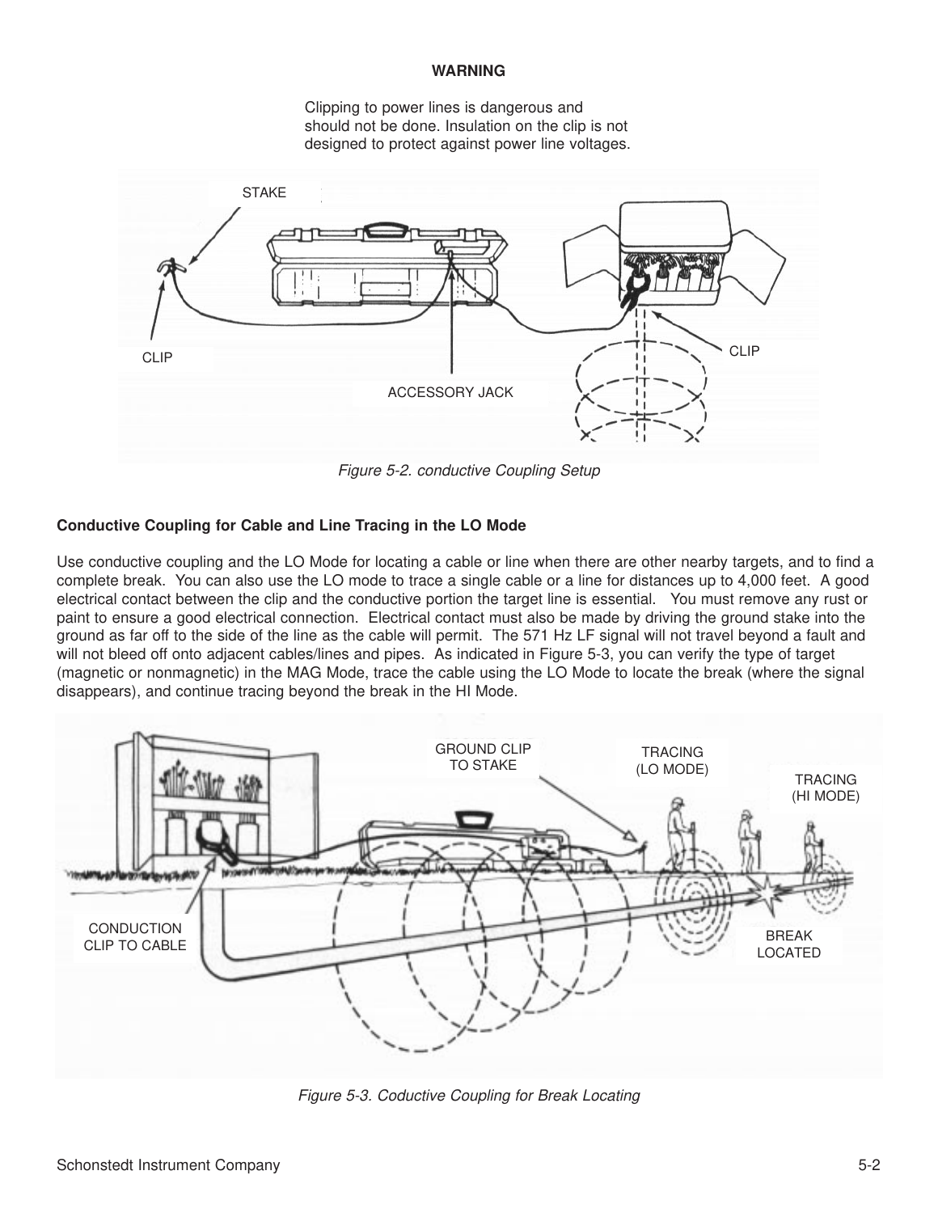**WARNING**

Clipping to power lines is dangerous and should not be done. Insulation on the clip is not designed to protect against power line voltages.

*Figure 5-2. conductive Coupling Setup*

**Conductive Coupling for Cable and Line Tracing in the LO Mode**

Use conductive coupling and the LO Mode for locating a cable or line when there are other nearby targets, and to find a complete break. You can also use the LO mode to trace a single cable or a line for distances up to 4,000 feet. A good electrical contact between the clip and the conductive portion the target line is essential. You must remove any rust or paint to ensure a good electrical connection. Electrical contact must also be made by driving the ground stake into the ground as far off to the side of the line as the cable will permit. The 571 Hz LF signal will not travel beyond a fault and will not bleed off onto adjacent cables/lines and pipes. As indicated in Figure 5-3, you can verify the type of target (magnetic or nonmagnetic) in the MAG Mode, trace the cable using the LO Mode to locate the break (where the signal disappears), and continue tracing beyond the break in the HI Mode.

*Figure 5-3. Coductive Coupling for Break Locating*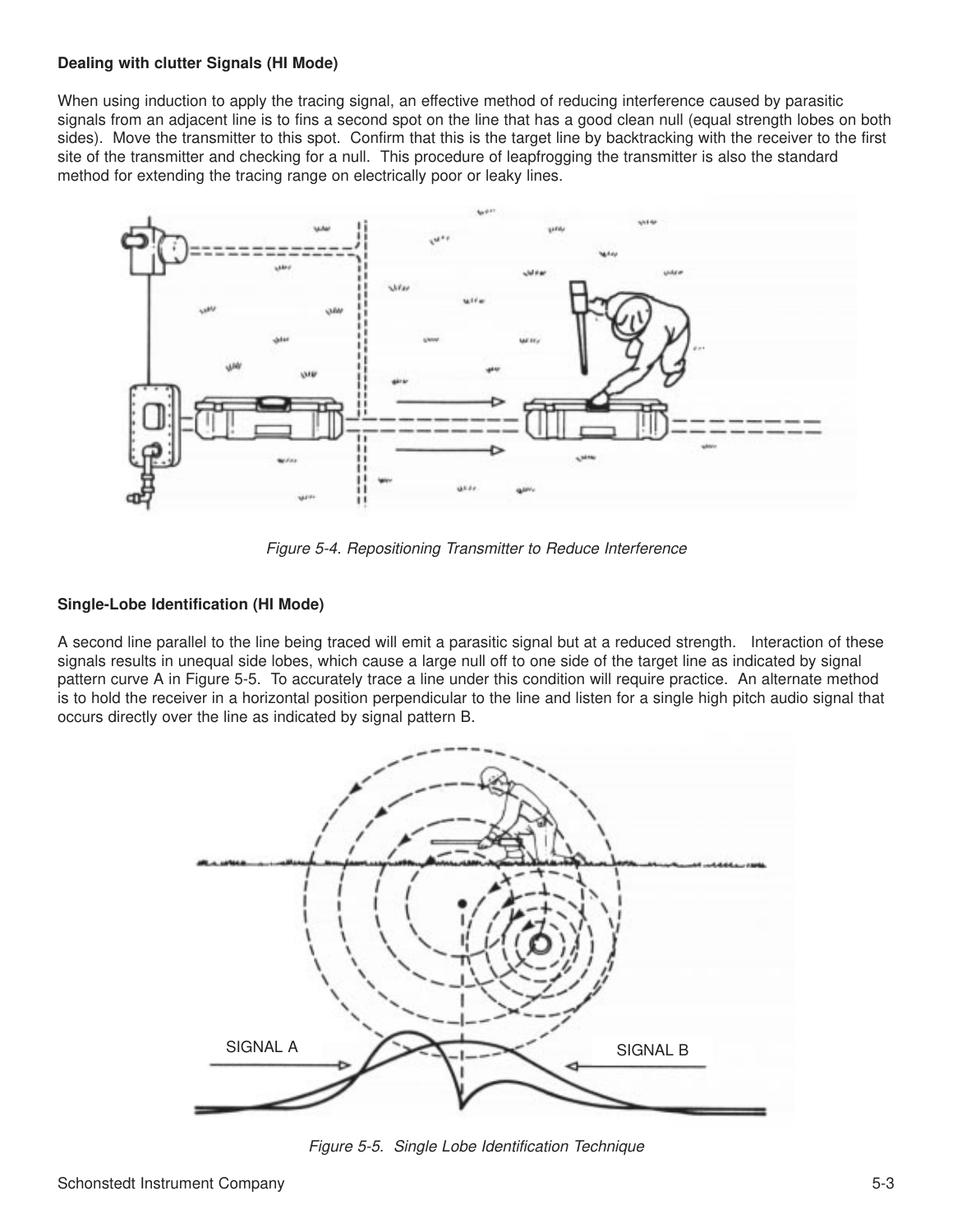### Dealing with clutter Signals (HI Mode)

When using induction to apply the tracing signal, an effective method of reducing interference caused by parasitic signals from an adjacent line is to fins a second spot on the line that has a good clean null (equal strength lobes on both sides). Move the transmitter to this spot. Confirm that this is the target line by backtracking with the receiver to the first site of the transmitter and checking for a null. This procedure of leapfrogging the transmitter is also the standard method for extending the tracing range on electrically poor or leaky lines.

*Figure 5-4. Repositioning Transmitter to Reduce Interference*

### Single-Lobe Identification (HI Mode)

A second line parallel to the line being traced will emit a parasitic signal but at a reduced strength. Interaction of these signals results in unequal side lobes, which cause a large null off to one side of the target line as indicated by signal pattern curve A in Figure 5-5. To accurately trace a line under this condition will require practice. An alternate method is to hold the receiver in a horizontal position perpendicular to the line and listen for a single high pitch audio signal that occurs directly over the line as indicated by signal pattern B.

SIGNAL A

SIGNAL B

*Figure 5-5. Single Lobe Identification Technique*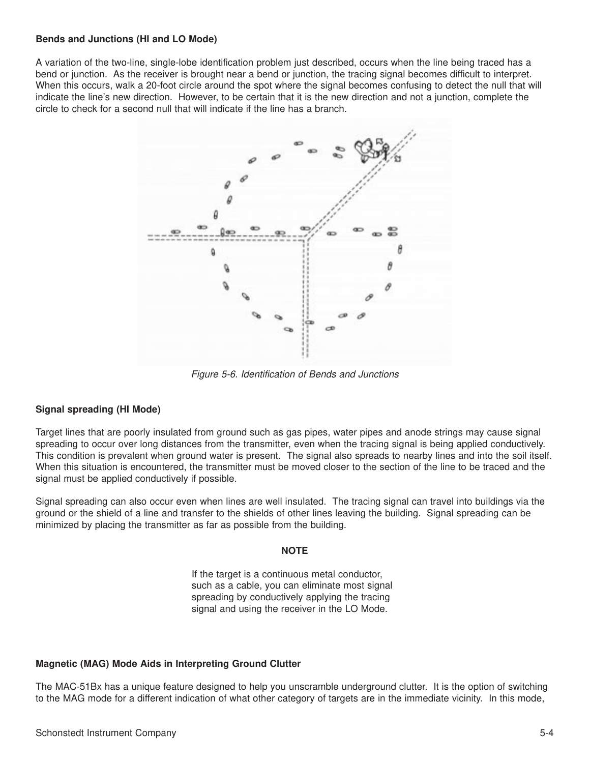**Bends and Junctions (HI and LO Mode)**

A variation of the two-line, single-lobe identification problem just described, occurs when the line being traced has a bend or junction. As the receiver is brought near a bend or junction, the tracing signal becomes difficult to interpret. When this occurs, walk a 20-foot circle around the spot where the signal becomes confusing to detect the null that will indicate the line's new direction. However, to be certain that it is the new direction and not a junction, complete the circle to check for a second null that will indicate if the line has a branch.

*Figure 5-6. Identification of Bends and Junctions*

**Signal spreading (HI Mode)**

Target lines that are poorly insulated from ground such as gas pipes, water pipes and anode strings may cause signal spreading to occur over long distances from the transmitter, even when the tracing signal is being applied conductively. This condition is prevalent when ground water is present. The signal also spreads to nearby lines and into the soil itself. When this situation is encountered, the transmitter must be moved closer to the section of the line to be traced and the signal must be applied conductively if possible.

Signal spreading can also occur even when lines are well insulated. The tracing signal can travel into buildings via the ground or the shield of a line and transfer to the shields of other lines leaving the building. Signal spreading can be minimized by placing the transmitter as far as possible from the building.

**NOTE**

If the target is a continuous metal conductor, such as a cable, you can eliminate most signal spreading by conductively applying the tracing signal and using the receiver in the LO Mode.

**Magnetic (MAG) Mode Aids in Interpreting Ground Clutter**

The MAC-51Bx has a unique feature designed to help you unscramble underground clutter. It is the option of switching to the MAG mode for a different indication of what other category of targets are in the immediate vicinity. In this mode,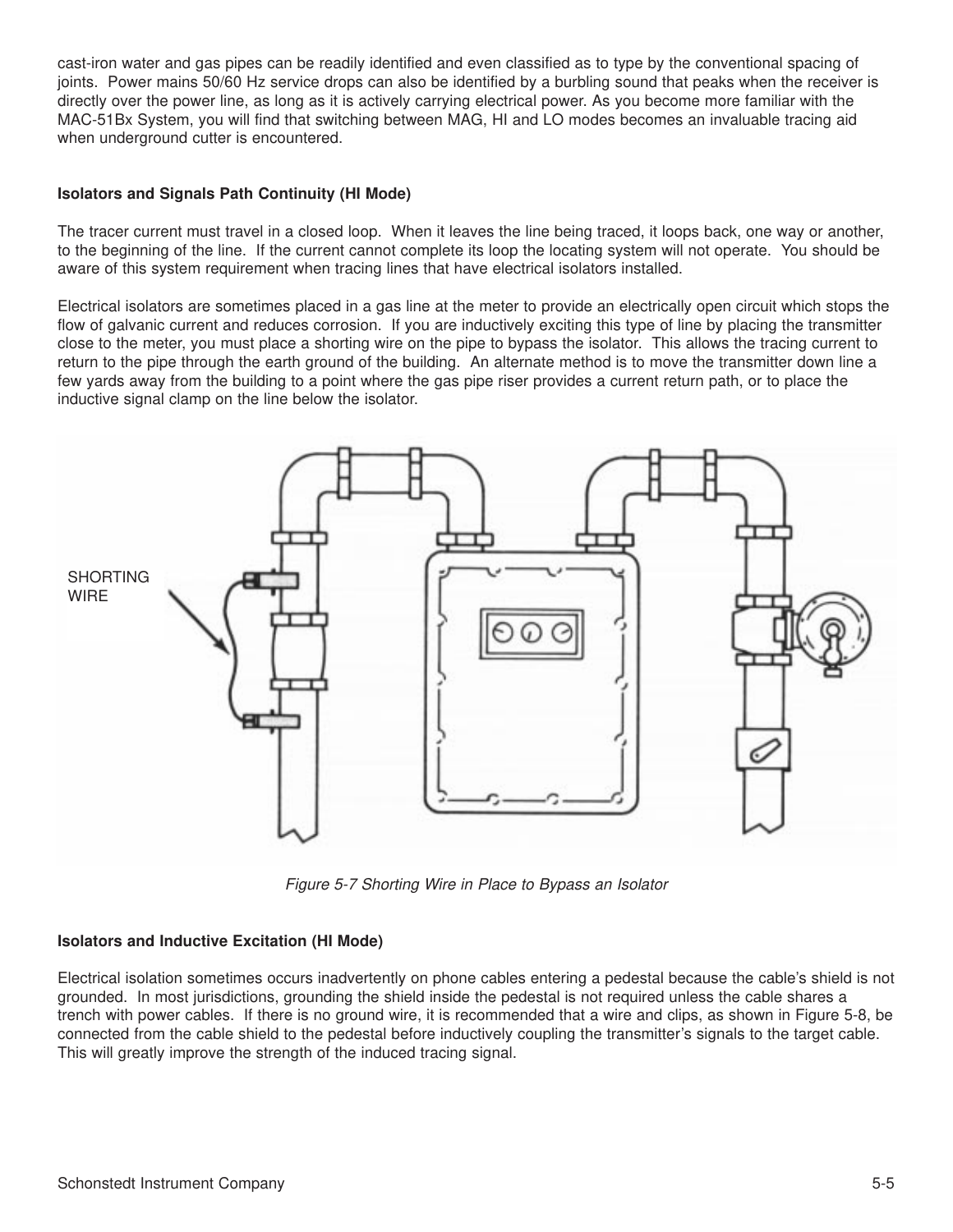cast-iron water and gas pipes can be readily identified and even classified as to type by the conventional spacing of joints. Power mains 50/60 Hz service drops can also be identified by a burbling sound that peaks when the receiver is directly over the power line, as long as it is actively carrying electrical power. As you become more familiar with the MAC-51Bx System, you will find that switching between MAG, HI and LO modes becomes an invaluable tracing aid when underground cutter is encountered.

**Isolators and Signals Path Continuity (HI Mode)**

The tracer current must travel in a closed loop. When it leaves the line being traced, it loops back, one way or another, to the beginning of the line. If the current cannot complete its loop the locating system will not operate. You should be aware of this system requirement when tracing lines that have electrical isolators installed.

Electrical isolators are sometimes placed in a gas line at the meter to provide an electrically open circuit which stops the flow of galvanic current and reduces corrosion. If you are inductively exciting this type of line by placing the transmitter close to the meter, you must place a shorting wire on the pipe to bypass the isolator. This allows the tracing current to return to the pipe through the earth ground of the building. An alternate method is to move the transmitter down line a few yards away from the building to a point where the gas pipe riser provides a current return path, or to place the inductive signal clamp on the line below the isolator.

SHORTING WIRE

*Figure 5-7 Shorting Wire in Place to Bypass an Isolator*

**Isolators and Inductive Excitation (HI Mode)**

Electrical isolation sometimes occurs inadvertently on phone cables entering a pedestal because the cable's shield is not grounded. In most jurisdictions, grounding the shield inside the pedestal is not required unless the cable shares a trench with power cables. If there is no ground wire, it is recommended that a wire and clips, as shown in Figure 5-8, be connected from the cable shield to the pedestal before inductively coupling the transmitter's signals to the target cable. This will greatly improve the strength of the induced tracing signal.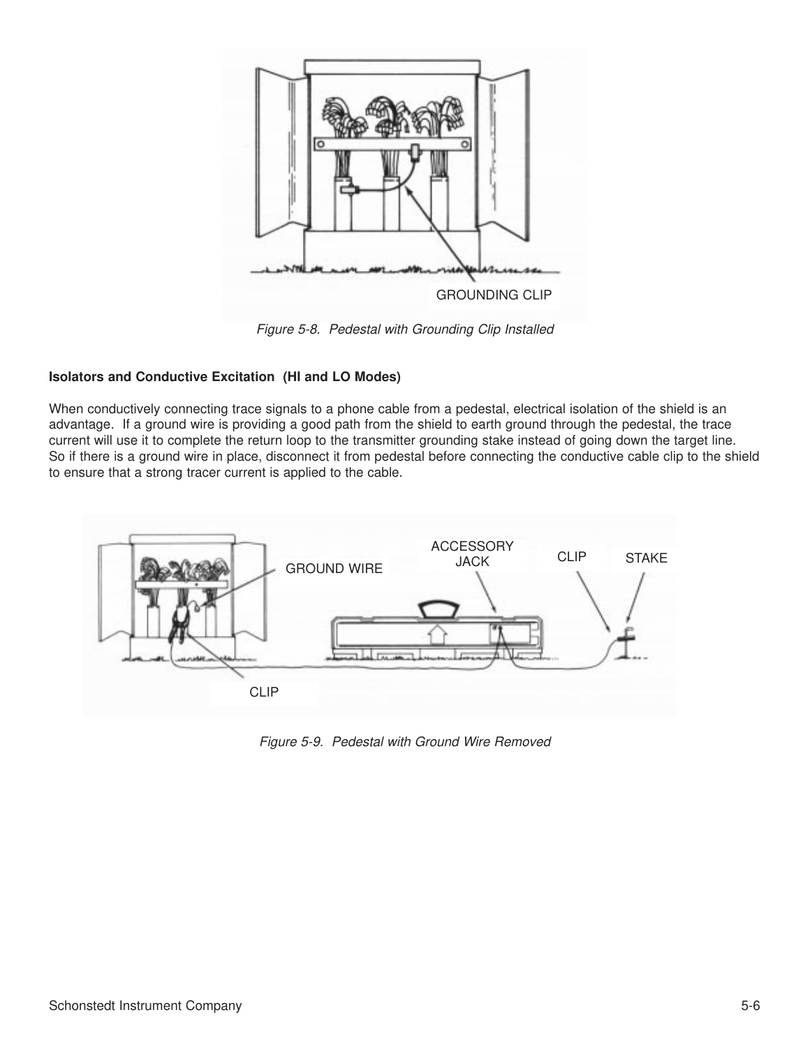GROUNDING CLIP

*Figure 5-8. Pedestal with Grounding Clip Installed*

**Isolators and Conductive Excitation (HI and LO Modes)**

When conductively connecting trace signals to a phone cable from a pedestal, electrical isolation of the shield is an advantage. If a ground wire is providing a good path from the shield to earth ground through the pedestal, the trace current will use it to complete the return loop to the transmitter grounding stake instead of going down the target line. So if there is a ground wire in place, disconnect it from pedestal before connecting the conductive cable clip to the shield to ensure that a strong tracer current is applied to the cable.

GROUND WIRE

ACCESSORY JACK

CLIP

STAKE

CLIP

*Figure 5-9. Pedestal with Ground Wire Removed*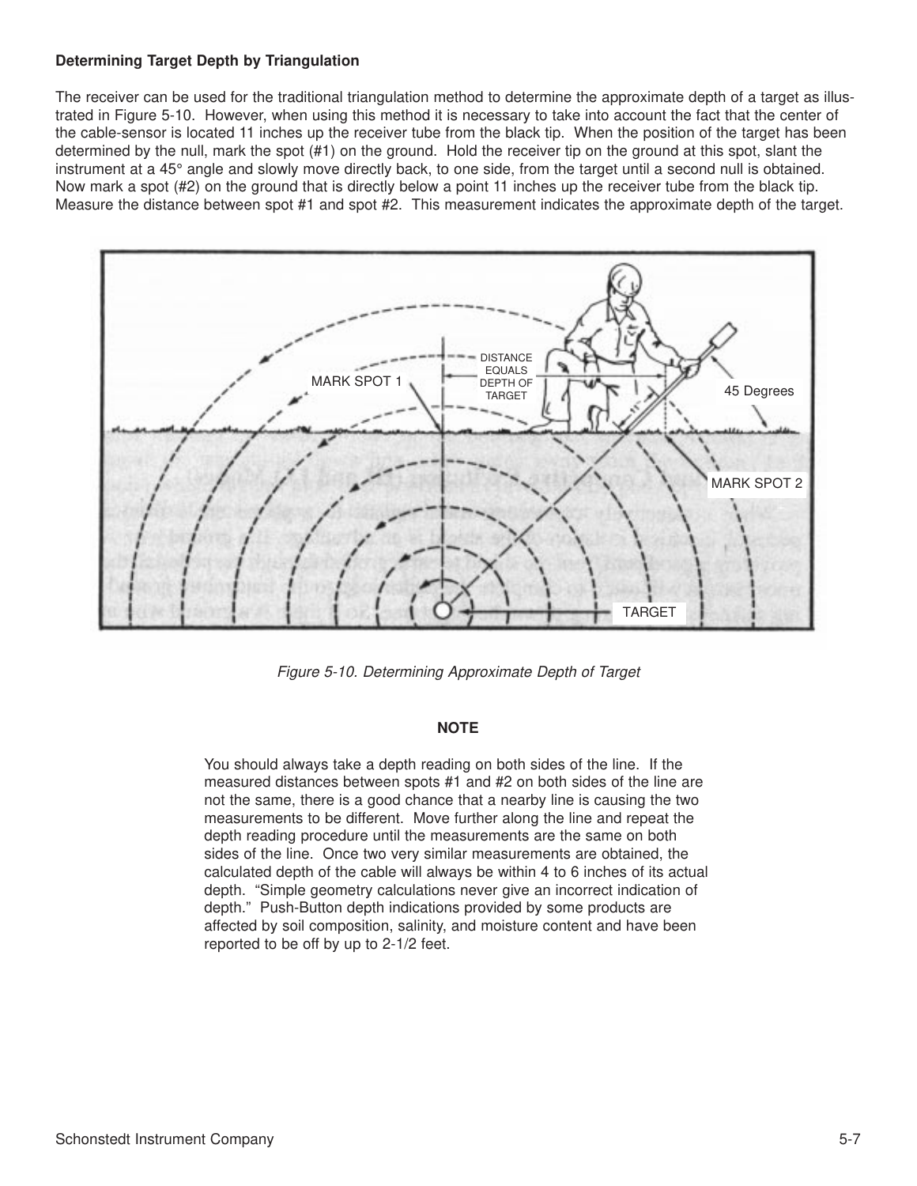**Determining Target Depth by Triangulation**

The receiver can be used for the traditional triangulation method to determine the approximate depth of a target as illustrated in Figure 5-10. However, when using this method it is necessary to take into account the fact that the center of the cable-sensor is located 11 inches up the receiver tube from the black tip. When the position of the target has been determined by the null, mark the spot (#1) on the ground. Hold the receiver tip on the ground at this spot, slant the instrument at a 45° angle and slowly move directly back, to one side, from the target until a second null is obtained. Now mark a spot (#2) on the ground that is directly below a point 11 inches up the receiver tube from the black tip. Measure the distance between spot #1 and spot #2. This measurement indicates the approximate depth of the target.

*Figure 5-10. Determining Approximate Depth of Target*

**NOTE**

You should always take a depth reading on both sides of the line. If the measured distances between spots #1 and #2 on both sides of the line are not the same, there is a good chance that a nearby line is causing the two measurements to be different. Move further along the line and repeat the depth reading procedure until the measurements are the same on both sides of the line. Once two very similar measurements are obtained, the calculated depth of the cable will always be within 4 to 6 inches of its actual depth. "Simple geometry calculations never give an incorrect indication of depth." Push-Button depth indications provided by some products are affected by soil composition, salinity, and moisture content and have been reported to be off by up to 2-1/2 feet.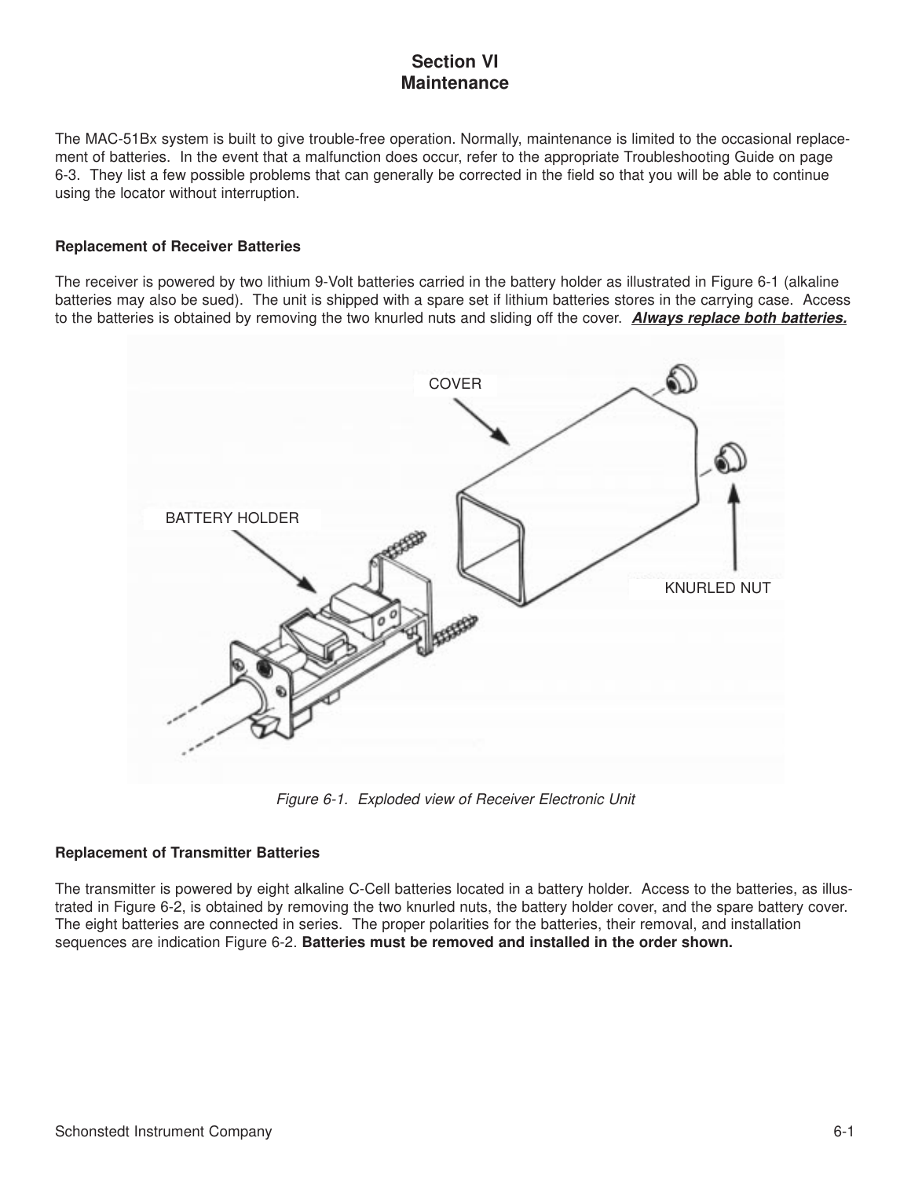# Section VI
# Maintenance

The MAC-51Bx system is built to give trouble-free operation. Normally, maintenance is limited to the occasional replacement of batteries. In the event that a malfunction does occur, refer to the appropriate Troubleshooting Guide on page 6-3. They list a few possible problems that can generally be corrected in the field so that you will be able to continue using the locator without interruption.

### Replacement of Receiver Batteries

The receiver is powered by two lithium 9-Volt batteries carried in the battery holder as illustrated in Figure 6-1 (alkaline batteries may also be sued). The unit is shipped with a spare set if lithium batteries stores in the carrying case. Access to the batteries is obtained by removing the two knurled nuts and sliding off the cover. ***Always replace both batteries.***

COVER

BATTERY HOLDER

KNURLED NUT

*Figure 6-1. Exploded view of Receiver Electronic Unit*

### Replacement of Transmitter Batteries

The transmitter is powered by eight alkaline C-Cell batteries located in a battery holder. Access to the batteries, as illustrated in Figure 6-2, is obtained by removing the two knurled nuts, the battery holder cover, and the spare battery cover. The eight batteries are connected in series. The proper polarities for the batteries, their removal, and installation sequences are indication Figure 6-2. **Batteries must be removed and installed in the order shown.**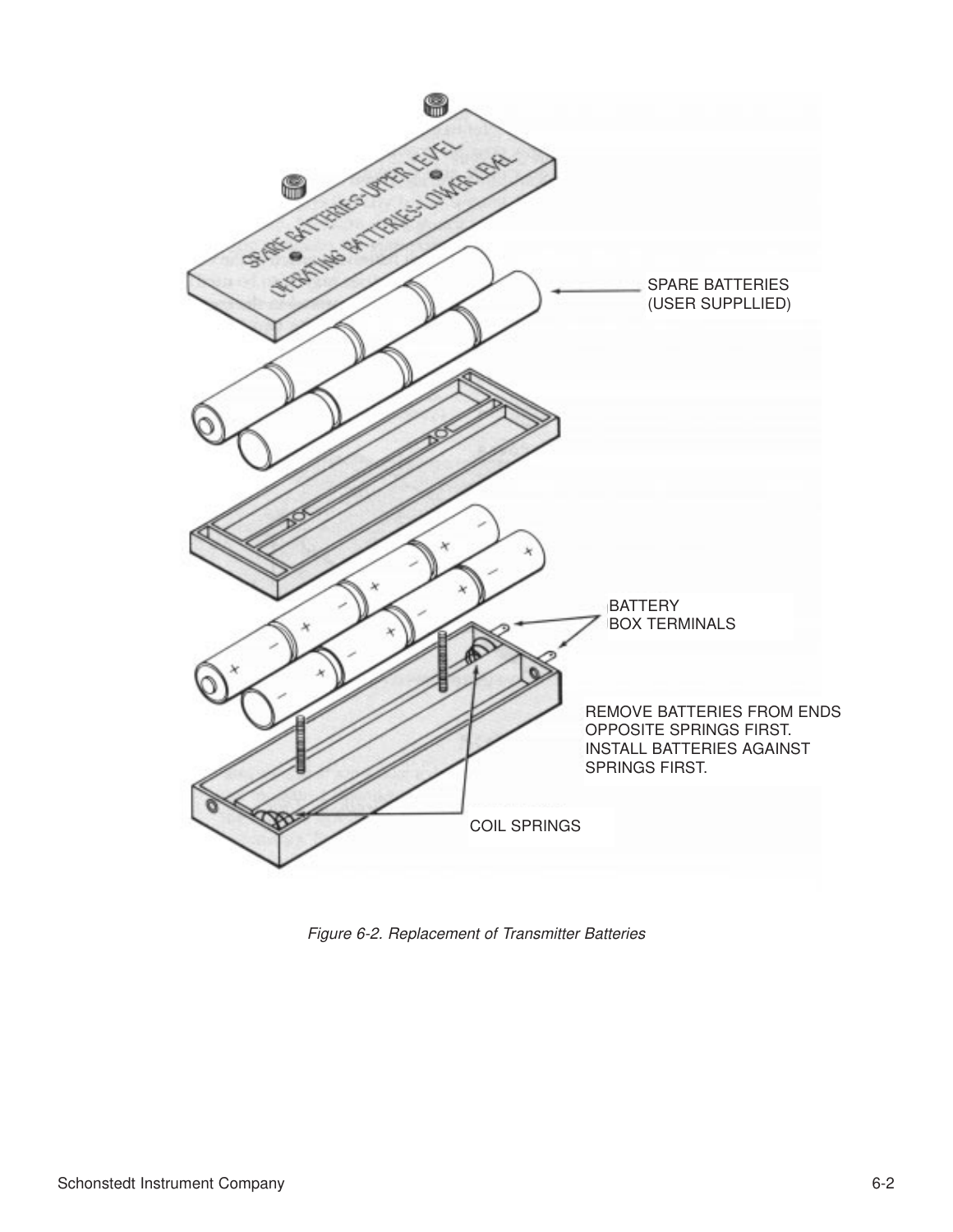SPARE BATTERIES
(USER SUPPLLIED)

BATTERY
BOX TERMINALS

REMOVE BATTERIES FROM ENDS
OPPOSITE SPRINGS FIRST.
INSTALL BATTERIES AGAINST
SPRINGS FIRST.

COIL SPRINGS

*Figure 6-2. Replacement of Transmitter Batteries*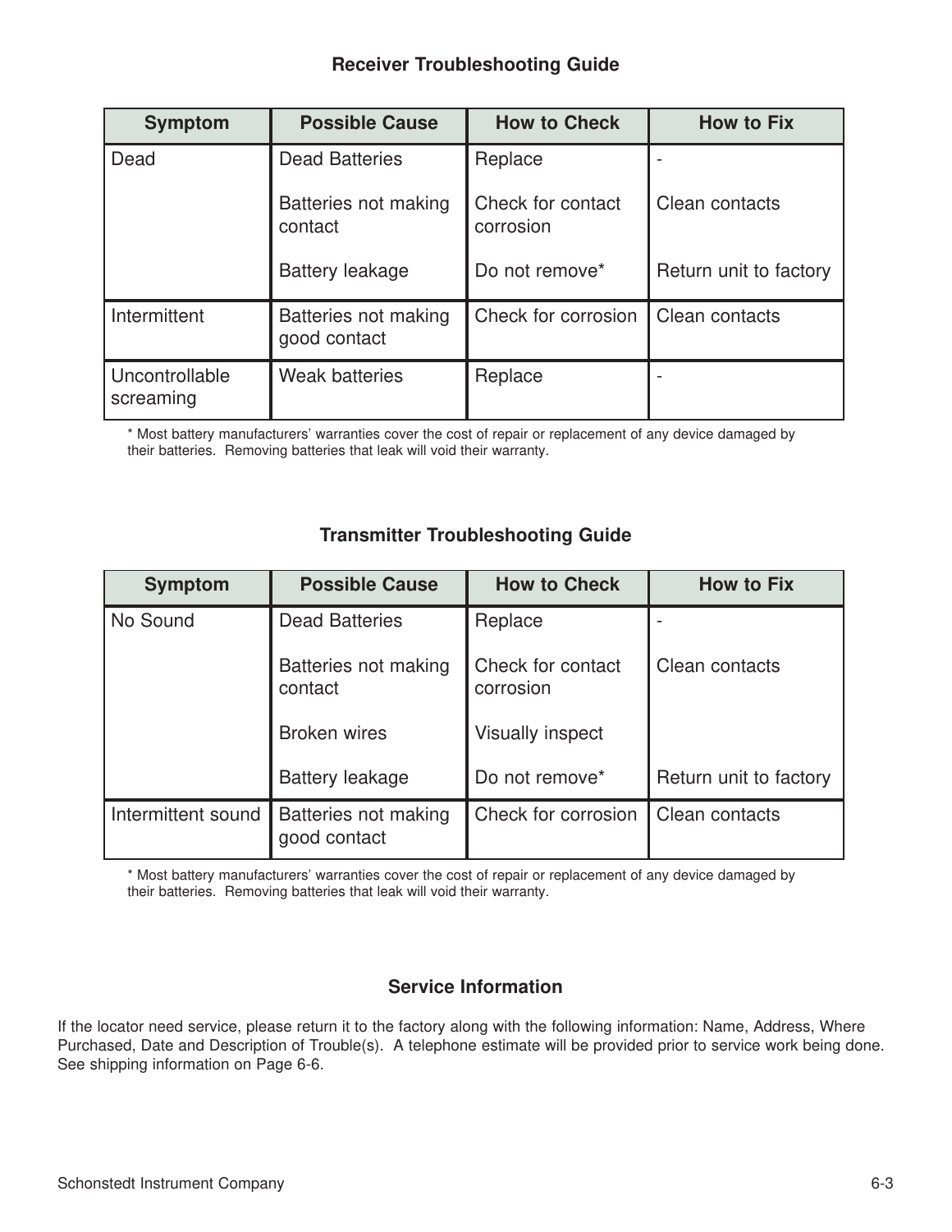## Receiver Troubleshooting Guide

| Symptom | Possible Cause | How to Check | How to Fix |
|---|---|---|---|
| Dead | Dead Batteries | Replace | - |
| | Batteries not making contact | Check for contact corrosion | Clean contacts |
| | Battery leakage | Do not remove* | Return unit to factory |
| Intermittent | Batteries not making good contact | Check for corrosion | Clean contacts |
| Uncontrollable screaming | Weak batteries | Replace | - |

* Most battery manufacturers' warranties cover the cost of repair or replacement of any device damaged by their batteries. Removing batteries that leak will void their warranty.

## Transmitter Troubleshooting Guide

| Symptom | Possible Cause | How to Check | How to Fix |
|---|---|---|---|
| No Sound | Dead Batteries | Replace | - |
| | Batteries not making contact | Check for contact corrosion | Clean contacts |
| | Broken wires | Visually inspect | |
| | Battery leakage | Do not remove* | Return unit to factory |
| Intermittent sound | Batteries not making good contact | Check for corrosion | Clean contacts |

* Most battery manufacturers' warranties cover the cost of repair or replacement of any device damaged by their batteries. Removing batteries that leak will void their warranty.

## Service Information

If the locator need service, please return it to the factory along with the following information: Name, Address, Where Purchased, Date and Description of Trouble(s). A telephone estimate will be provided prior to service work being done. See shipping information on Page 6-6.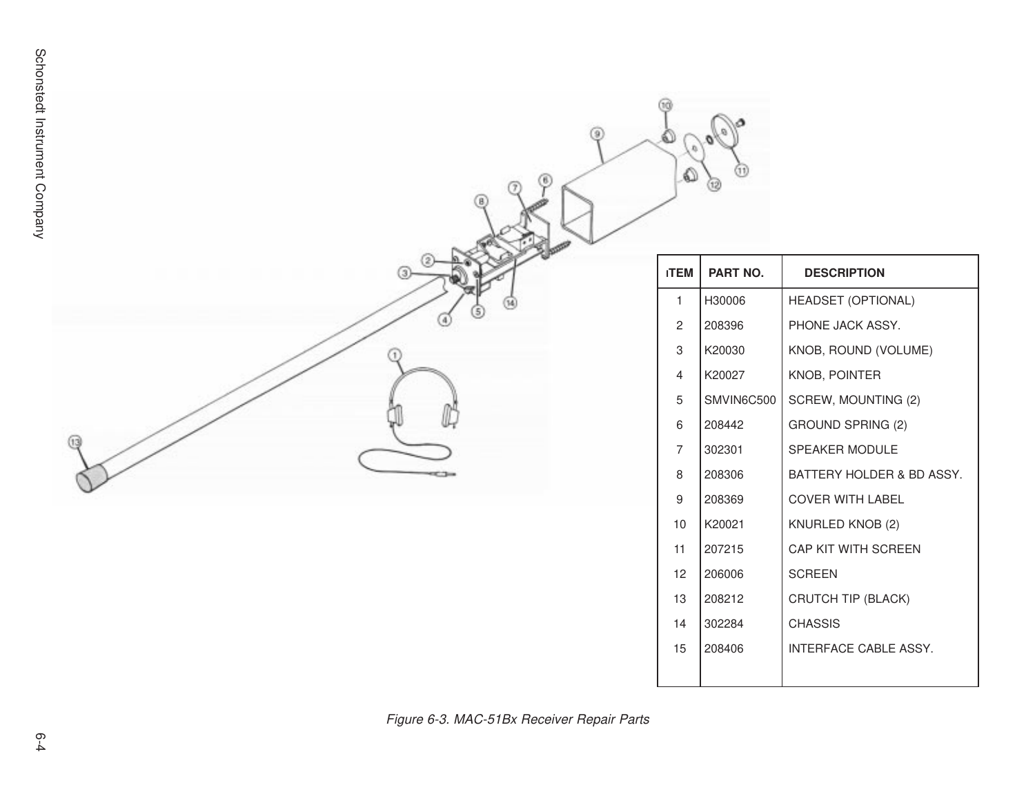| ITEM | PART NO. | DESCRIPTION |
|---|---|---|
| 1 | H30006 | HEADSET (OPTIONAL) |
| 2 | 208396 | PHONE JACK ASSY. |
| 3 | K20030 | KNOB, ROUND (VOLUME) |
| 4 | K20027 | KNOB, POINTER |
| 5 | SMVIN6C500 | SCREW, MOUNTING (2) |
| 6 | 208442 | GROUND SPRING (2) |
| 7 | 302301 | SPEAKER MODULE |
| 8 | 208306 | BATTERY HOLDER & BD ASSY. |
| 9 | 208369 | COVER WITH LABEL |
| 10 | K20021 | KNURLED KNOB (2) |
| 11 | 207215 | CAP KIT WITH SCREEN |
| 12 | 206006 | SCREEN |
| 13 | 208212 | CRUTCH TIP (BLACK) |
| 14 | 302284 | CHASSIS |
| 15 | 208406 | INTERFACE CABLE ASSY. |

*Figure 6-3. MAC-51Bx Receiver Repair Parts*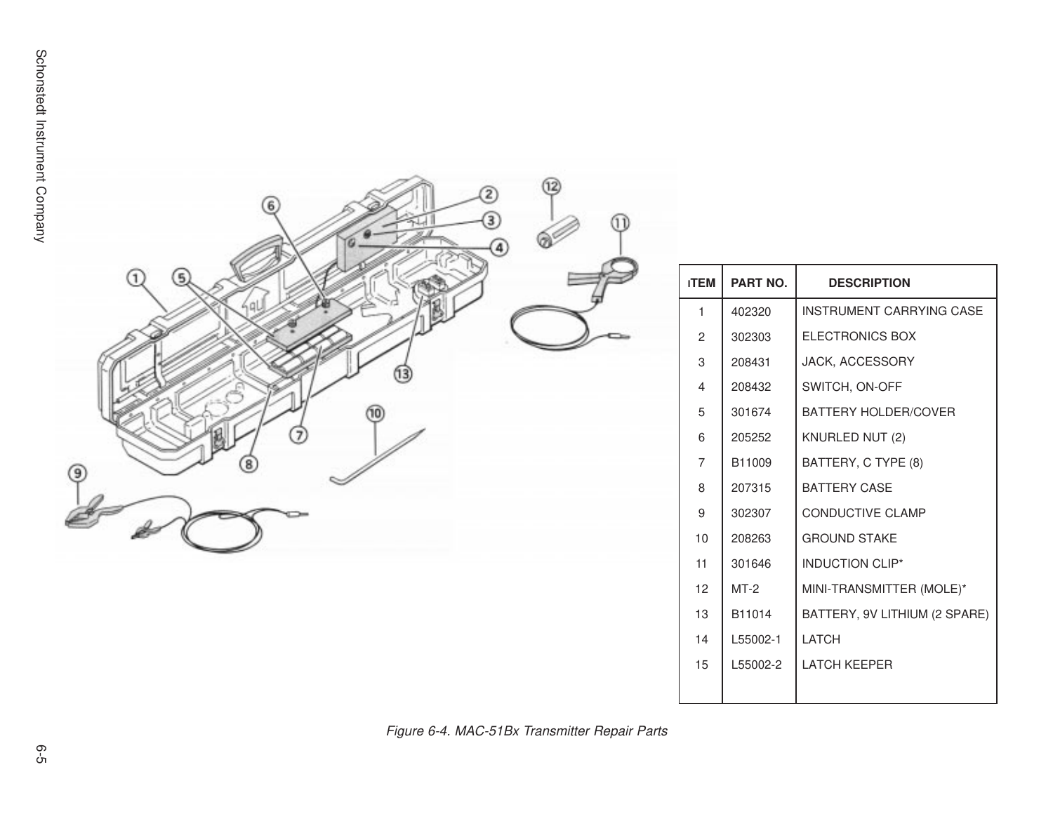| ITEM | PART NO. | DESCRIPTION |
|---|---|---|
| 1 | 402320 | INSTRUMENT CARRYING CASE |
| 2 | 302303 | ELECTRONICS BOX |
| 3 | 208431 | JACK, ACCESSORY |
| 4 | 208432 | SWITCH, ON-OFF |
| 5 | 301674 | BATTERY HOLDER/COVER |
| 6 | 205252 | KNURLED NUT (2) |
| 7 | B11009 | BATTERY, C TYPE (8) |
| 8 | 207315 | BATTERY CASE |
| 9 | 302307 | CONDUCTIVE CLAMP |
| 10 | 208263 | GROUND STAKE |
| 11 | 301646 | INDUCTION CLIP* |
| 12 | MT-2 | MINI-TRANSMITTER (MOLE)* |
| 13 | B11014 | BATTERY, 9V LITHIUM (2 SPARE) |
| 14 | L55002-1 | LATCH |
| 15 | L55002-2 | LATCH KEEPER |

*Figure 6-4. MAC-51Bx Transmitter Repair Parts*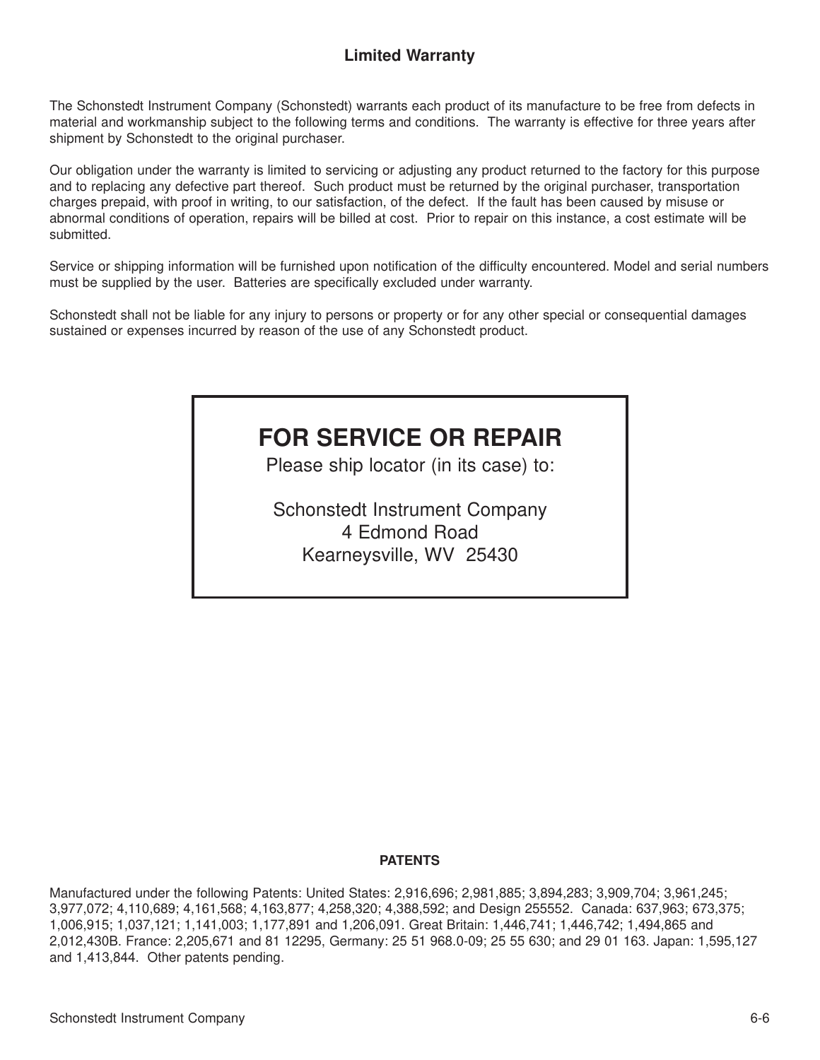## Limited Warranty

The Schonstedt Instrument Company (Schonstedt) warrants each product of its manufacture to be free from defects in material and workmanship subject to the following terms and conditions. The warranty is effective for three years after shipment by Schonstedt to the original purchaser.

Our obligation under the warranty is limited to servicing or adjusting any product returned to the factory for this purpose and to replacing any defective part thereof. Such product must be returned by the original purchaser, transportation charges prepaid, with proof in writing, to our satisfaction, of the defect. If the fault has been caused by misuse or abnormal conditions of operation, repairs will be billed at cost. Prior to repair on this instance, a cost estimate will be submitted.

Service or shipping information will be furnished upon notification of the difficulty encountered. Model and serial numbers must be supplied by the user. Batteries are specifically excluded under warranty.

Schonstedt shall not be liable for any injury to persons or property or for any other special or consequential damages sustained or expenses incurred by reason of the use of any Schonstedt product.

# FOR SERVICE OR REPAIR

Please ship locator (in its case) to:

Schonstedt Instrument Company
4 Edmond Road
Kearneysville, WV 25430

### PATENTS

Manufactured under the following Patents: United States: 2,916,696; 2,981,885; 3,894,283; 3,909,704; 3,961,245; 3,977,072; 4,110,689; 4,161,568; 4,163,877; 4,258,320; 4,388,592; and Design 255552. Canada: 637,963; 673,375; 1,006,915; 1,037,121; 1,141,003; 1,177,891 and 1,206,091. Great Britain: 1,446,741; 1,446,742; 1,494,865 and 2,012,430B. France: 2,205,671 and 81 12295, Germany: 25 51 968.0-09; 25 55 630; and 29 01 163. Japan: 1,595,127 and 1,413,844. Other patents pending.